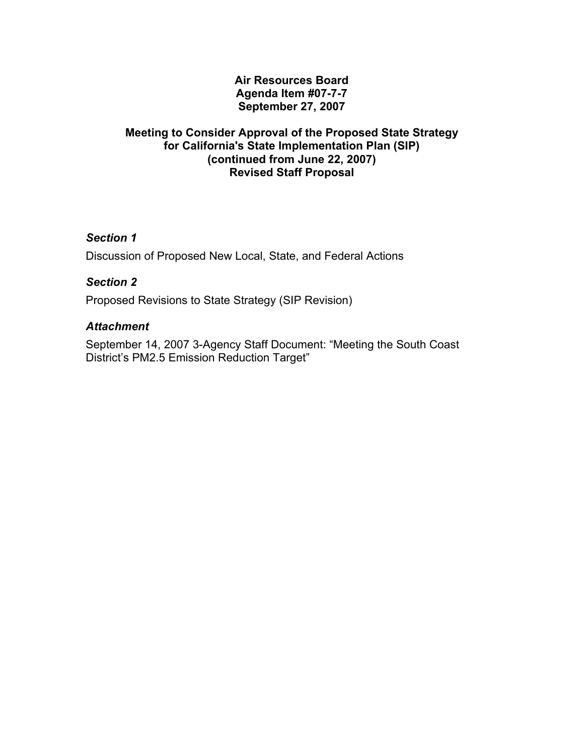# Air Resources Board
# Agenda Item #07-7-7
# September 27, 2007

## Meeting to Consider Approval of the Proposed State Strategy for California's State Implementation Plan (SIP) (continued from June 22, 2007) Revised Staff Proposal

***Section 1***

Discussion of Proposed New Local, State, and Federal Actions

***Section 2***

Proposed Revisions to State Strategy (SIP Revision)

***Attachment***

September 14, 2007 3-Agency Staff Document: "Meeting the South Coast District's PM2.5 Emission Reduction Target"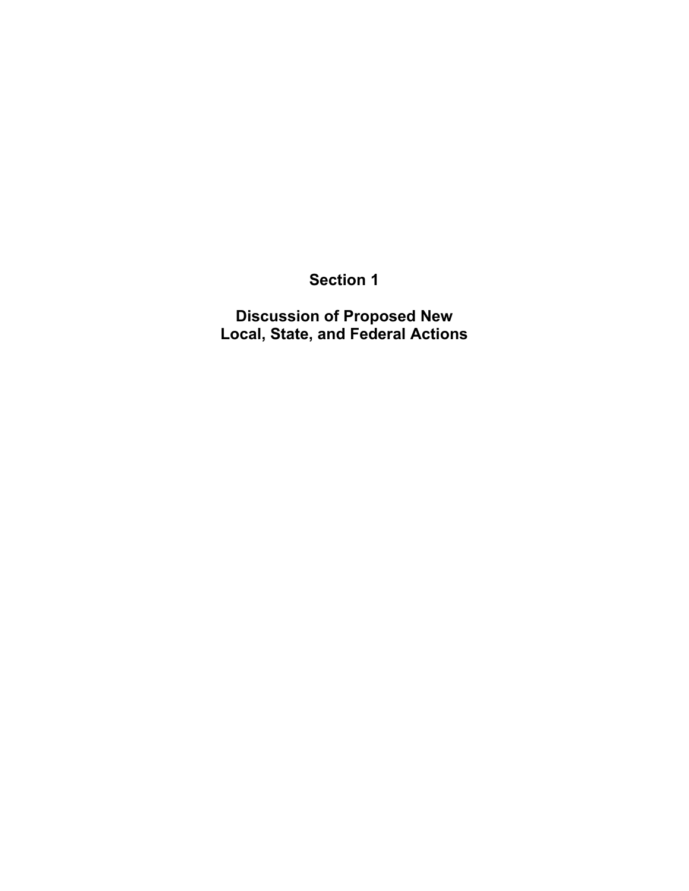# Section 1

# Discussion of Proposed New Local, State, and Federal Actions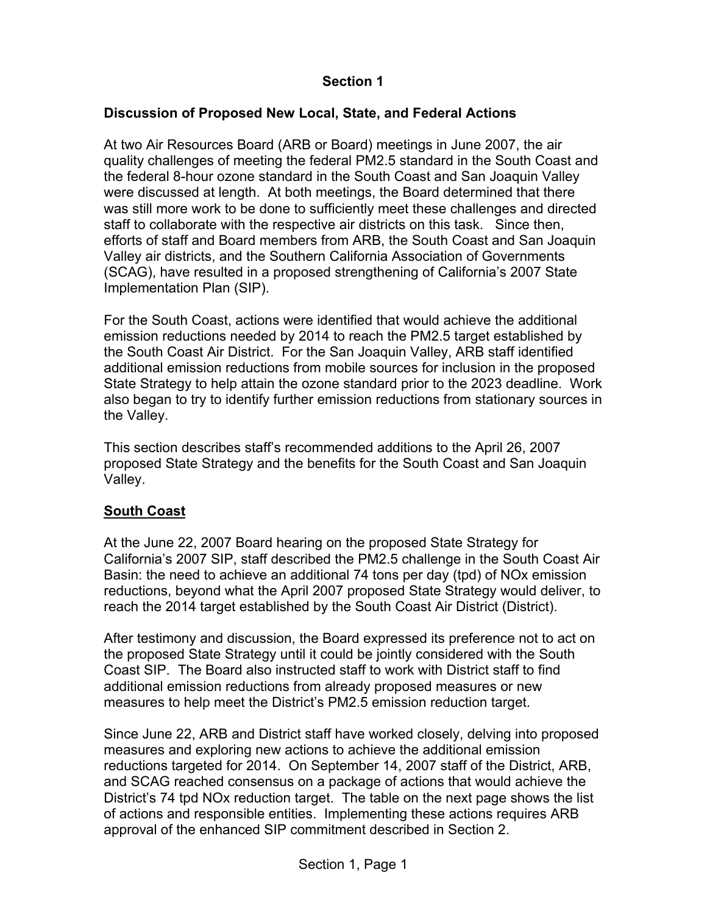# Section 1

## Discussion of Proposed New Local, State, and Federal Actions

At two Air Resources Board (ARB or Board) meetings in June 2007, the air quality challenges of meeting the federal PM2.5 standard in the South Coast and the federal 8-hour ozone standard in the South Coast and San Joaquin Valley were discussed at length. At both meetings, the Board determined that there was still more work to be done to sufficiently meet these challenges and directed staff to collaborate with the respective air districts on this task. Since then, efforts of staff and Board members from ARB, the South Coast and San Joaquin Valley air districts, and the Southern California Association of Governments (SCAG), have resulted in a proposed strengthening of California's 2007 State Implementation Plan (SIP).

For the South Coast, actions were identified that would achieve the additional emission reductions needed by 2014 to reach the PM2.5 target established by the South Coast Air District. For the San Joaquin Valley, ARB staff identified additional emission reductions from mobile sources for inclusion in the proposed State Strategy to help attain the ozone standard prior to the 2023 deadline. Work also began to try to identify further emission reductions from stationary sources in the Valley.

This section describes staff's recommended additions to the April 26, 2007 proposed State Strategy and the benefits for the South Coast and San Joaquin Valley.

### South Coast

At the June 22, 2007 Board hearing on the proposed State Strategy for California's 2007 SIP, staff described the PM2.5 challenge in the South Coast Air Basin: the need to achieve an additional 74 tons per day (tpd) of NOx emission reductions, beyond what the April 2007 proposed State Strategy would deliver, to reach the 2014 target established by the South Coast Air District (District).

After testimony and discussion, the Board expressed its preference not to act on the proposed State Strategy until it could be jointly considered with the South Coast SIP. The Board also instructed staff to work with District staff to find additional emission reductions from already proposed measures or new measures to help meet the District's PM2.5 emission reduction target.

Since June 22, ARB and District staff have worked closely, delving into proposed measures and exploring new actions to achieve the additional emission reductions targeted for 2014. On September 14, 2007 staff of the District, ARB, and SCAG reached consensus on a package of actions that would achieve the District's 74 tpd NOx reduction target. The table on the next page shows the list of actions and responsible entities. Implementing these actions requires ARB approval of the enhanced SIP commitment described in Section 2.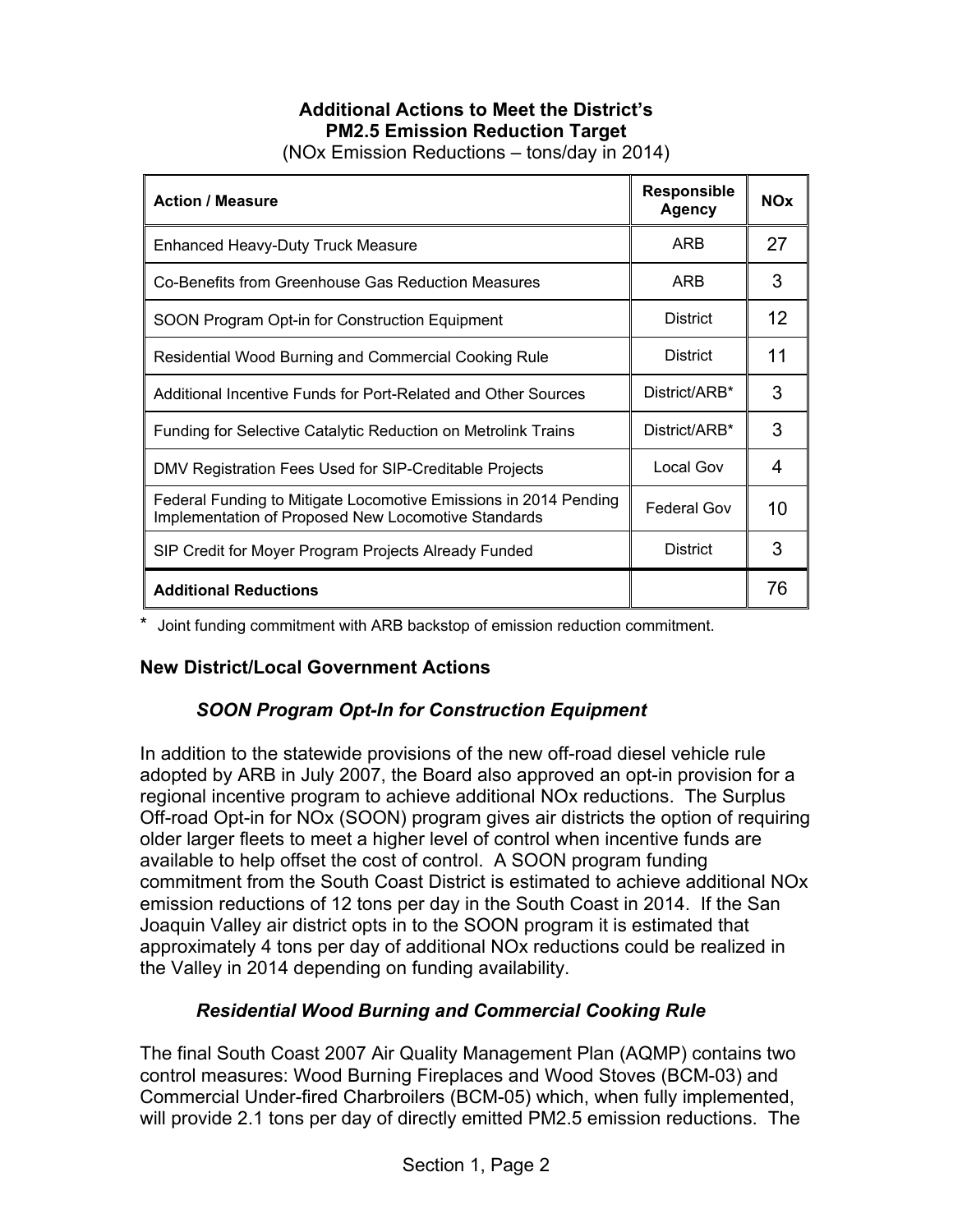**Additional Actions to Meet the District's PM2.5 Emission Reduction Target**
(NOx Emission Reductions – tons/day in 2014)

| Action / Measure | Responsible Agency | NOx |
|---|---|---|
| Enhanced Heavy-Duty Truck Measure | ARB | 27 |
| Co-Benefits from Greenhouse Gas Reduction Measures | ARB | 3 |
| SOON Program Opt-in for Construction Equipment | District | 12 |
| Residential Wood Burning and Commercial Cooking Rule | District | 11 |
| Additional Incentive Funds for Port-Related and Other Sources | District/ARB* | 3 |
| Funding for Selective Catalytic Reduction on Metrolink Trains | District/ARB* | 3 |
| DMV Registration Fees Used for SIP-Creditable Projects | Local Gov | 4 |
| Federal Funding to Mitigate Locomotive Emissions in 2014 Pending Implementation of Proposed New Locomotive Standards | Federal Gov | 10 |
| SIP Credit for Moyer Program Projects Already Funded | District | 3 |
| **Additional Reductions** | | 76 |

\* Joint funding commitment with ARB backstop of emission reduction commitment.

### New District/Local Government Actions

#### *SOON Program Opt-In for Construction Equipment*

In addition to the statewide provisions of the new off-road diesel vehicle rule adopted by ARB in July 2007, the Board also approved an opt-in provision for a regional incentive program to achieve additional NOx reductions. The Surplus Off-road Opt-in for NOx (SOON) program gives air districts the option of requiring older larger fleets to meet a higher level of control when incentive funds are available to help offset the cost of control. A SOON program funding commitment from the South Coast District is estimated to achieve additional NOx emission reductions of 12 tons per day in the South Coast in 2014. If the San Joaquin Valley air district opts in to the SOON program it is estimated that approximately 4 tons per day of additional NOx reductions could be realized in the Valley in 2014 depending on funding availability.

#### *Residential Wood Burning and Commercial Cooking Rule*

The final South Coast 2007 Air Quality Management Plan (AQMP) contains two control measures: Wood Burning Fireplaces and Wood Stoves (BCM-03) and Commercial Under-fired Charbroilers (BCM-05) which, when fully implemented, will provide 2.1 tons per day of directly emitted PM2.5 emission reductions. The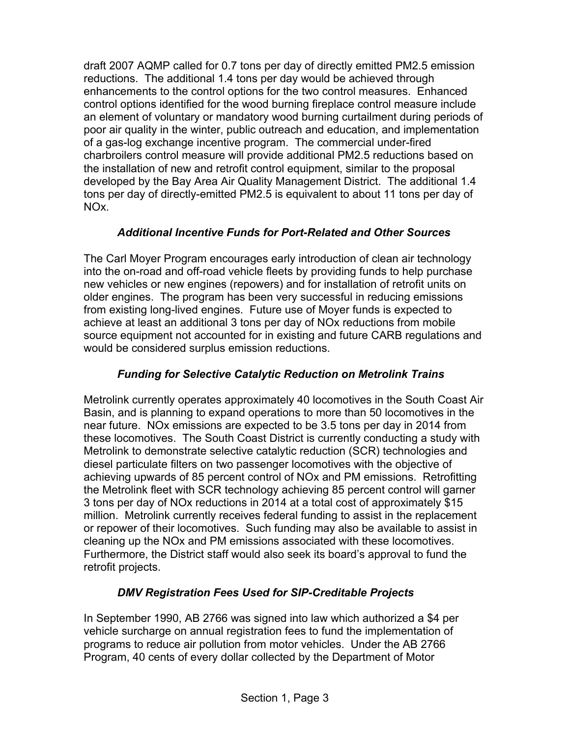draft 2007 AQMP called for 0.7 tons per day of directly emitted PM2.5 emission reductions. The additional 1.4 tons per day would be achieved through enhancements to the control options for the two control measures. Enhanced control options identified for the wood burning fireplace control measure include an element of voluntary or mandatory wood burning curtailment during periods of poor air quality in the winter, public outreach and education, and implementation of a gas-log exchange incentive program. The commercial under-fired charbroilers control measure will provide additional PM2.5 reductions based on the installation of new and retrofit control equipment, similar to the proposal developed by the Bay Area Air Quality Management District. The additional 1.4 tons per day of directly-emitted PM2.5 is equivalent to about 11 tons per day of NOx.

### *Additional Incentive Funds for Port-Related and Other Sources*

The Carl Moyer Program encourages early introduction of clean air technology into the on-road and off-road vehicle fleets by providing funds to help purchase new vehicles or new engines (repowers) and for installation of retrofit units on older engines. The program has been very successful in reducing emissions from existing long-lived engines. Future use of Moyer funds is expected to achieve at least an additional 3 tons per day of NOx reductions from mobile source equipment not accounted for in existing and future CARB regulations and would be considered surplus emission reductions.

### *Funding for Selective Catalytic Reduction on Metrolink Trains*

Metrolink currently operates approximately 40 locomotives in the South Coast Air Basin, and is planning to expand operations to more than 50 locomotives in the near future. NOx emissions are expected to be 3.5 tons per day in 2014 from these locomotives. The South Coast District is currently conducting a study with Metrolink to demonstrate selective catalytic reduction (SCR) technologies and diesel particulate filters on two passenger locomotives with the objective of achieving upwards of 85 percent control of NOx and PM emissions. Retrofitting the Metrolink fleet with SCR technology achieving 85 percent control will garner 3 tons per day of NOx reductions in 2014 at a total cost of approximately $15 million. Metrolink currently receives federal funding to assist in the replacement or repower of their locomotives. Such funding may also be available to assist in cleaning up the NOx and PM emissions associated with these locomotives. Furthermore, the District staff would also seek its board's approval to fund the retrofit projects.

### *DMV Registration Fees Used for SIP-Creditable Projects*

In September 1990, AB 2766 was signed into law which authorized a $4 per vehicle surcharge on annual registration fees to fund the implementation of programs to reduce air pollution from motor vehicles. Under the AB 2766 Program, 40 cents of every dollar collected by the Department of Motor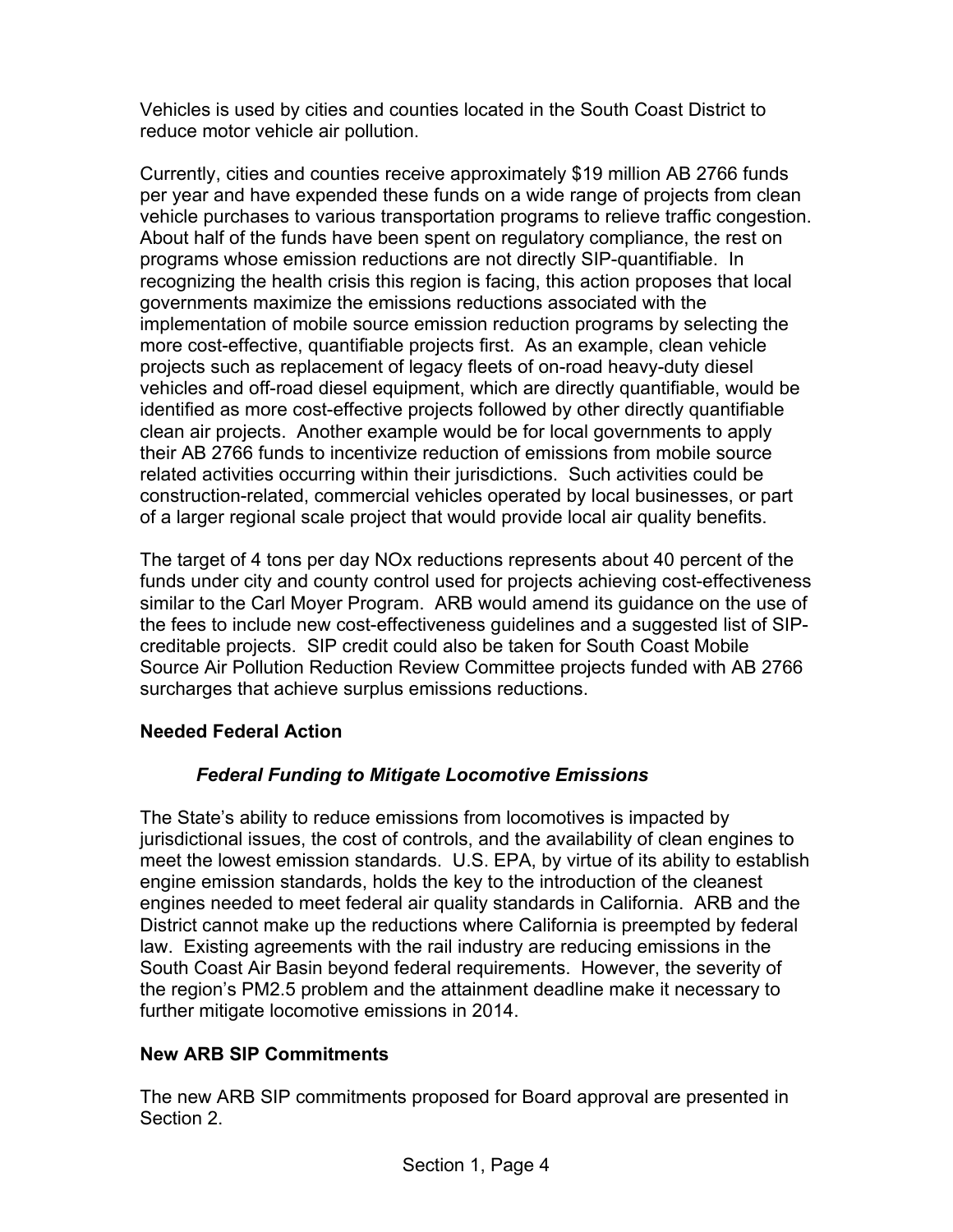Vehicles is used by cities and counties located in the South Coast District to reduce motor vehicle air pollution.

Currently, cities and counties receive approximately $19 million AB 2766 funds per year and have expended these funds on a wide range of projects from clean vehicle purchases to various transportation programs to relieve traffic congestion. About half of the funds have been spent on regulatory compliance, the rest on programs whose emission reductions are not directly SIP-quantifiable. In recognizing the health crisis this region is facing, this action proposes that local governments maximize the emissions reductions associated with the implementation of mobile source emission reduction programs by selecting the more cost-effective, quantifiable projects first. As an example, clean vehicle projects such as replacement of legacy fleets of on-road heavy-duty diesel vehicles and off-road diesel equipment, which are directly quantifiable, would be identified as more cost-effective projects followed by other directly quantifiable clean air projects. Another example would be for local governments to apply their AB 2766 funds to incentivize reduction of emissions from mobile source related activities occurring within their jurisdictions. Such activities could be construction-related, commercial vehicles operated by local businesses, or part of a larger regional scale project that would provide local air quality benefits.

The target of 4 tons per day NOx reductions represents about 40 percent of the funds under city and county control used for projects achieving cost-effectiveness similar to the Carl Moyer Program. ARB would amend its guidance on the use of the fees to include new cost-effectiveness guidelines and a suggested list of SIP-creditable projects. SIP credit could also be taken for South Coast Mobile Source Air Pollution Reduction Review Committee projects funded with AB 2766 surcharges that achieve surplus emissions reductions.

## Needed Federal Action

### *Federal Funding to Mitigate Locomotive Emissions*

The State's ability to reduce emissions from locomotives is impacted by jurisdictional issues, the cost of controls, and the availability of clean engines to meet the lowest emission standards. U.S. EPA, by virtue of its ability to establish engine emission standards, holds the key to the introduction of the cleanest engines needed to meet federal air quality standards in California. ARB and the District cannot make up the reductions where California is preempted by federal law. Existing agreements with the rail industry are reducing emissions in the South Coast Air Basin beyond federal requirements. However, the severity of the region's PM2.5 problem and the attainment deadline make it necessary to further mitigate locomotive emissions in 2014.

## New ARB SIP Commitments

The new ARB SIP commitments proposed for Board approval are presented in Section 2.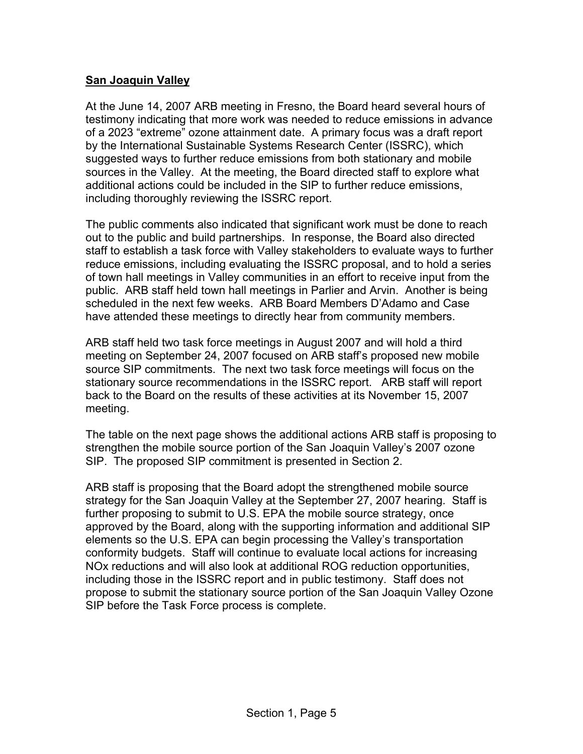## San Joaquin Valley

At the June 14, 2007 ARB meeting in Fresno, the Board heard several hours of testimony indicating that more work was needed to reduce emissions in advance of a 2023 "extreme" ozone attainment date. A primary focus was a draft report by the International Sustainable Systems Research Center (ISSRC), which suggested ways to further reduce emissions from both stationary and mobile sources in the Valley. At the meeting, the Board directed staff to explore what additional actions could be included in the SIP to further reduce emissions, including thoroughly reviewing the ISSRC report.

The public comments also indicated that significant work must be done to reach out to the public and build partnerships. In response, the Board also directed staff to establish a task force with Valley stakeholders to evaluate ways to further reduce emissions, including evaluating the ISSRC proposal, and to hold a series of town hall meetings in Valley communities in an effort to receive input from the public. ARB staff held town hall meetings in Parlier and Arvin. Another is being scheduled in the next few weeks. ARB Board Members D'Adamo and Case have attended these meetings to directly hear from community members.

ARB staff held two task force meetings in August 2007 and will hold a third meeting on September 24, 2007 focused on ARB staff's proposed new mobile source SIP commitments. The next two task force meetings will focus on the stationary source recommendations in the ISSRC report. ARB staff will report back to the Board on the results of these activities at its November 15, 2007 meeting.

The table on the next page shows the additional actions ARB staff is proposing to strengthen the mobile source portion of the San Joaquin Valley's 2007 ozone SIP. The proposed SIP commitment is presented in Section 2.

ARB staff is proposing that the Board adopt the strengthened mobile source strategy for the San Joaquin Valley at the September 27, 2007 hearing. Staff is further proposing to submit to U.S. EPA the mobile source strategy, once approved by the Board, along with the supporting information and additional SIP elements so the U.S. EPA can begin processing the Valley's transportation conformity budgets. Staff will continue to evaluate local actions for increasing NOx reductions and will also look at additional ROG reduction opportunities, including those in the ISSRC report and in public testimony. Staff does not propose to submit the stationary source portion of the San Joaquin Valley Ozone SIP before the Task Force process is complete.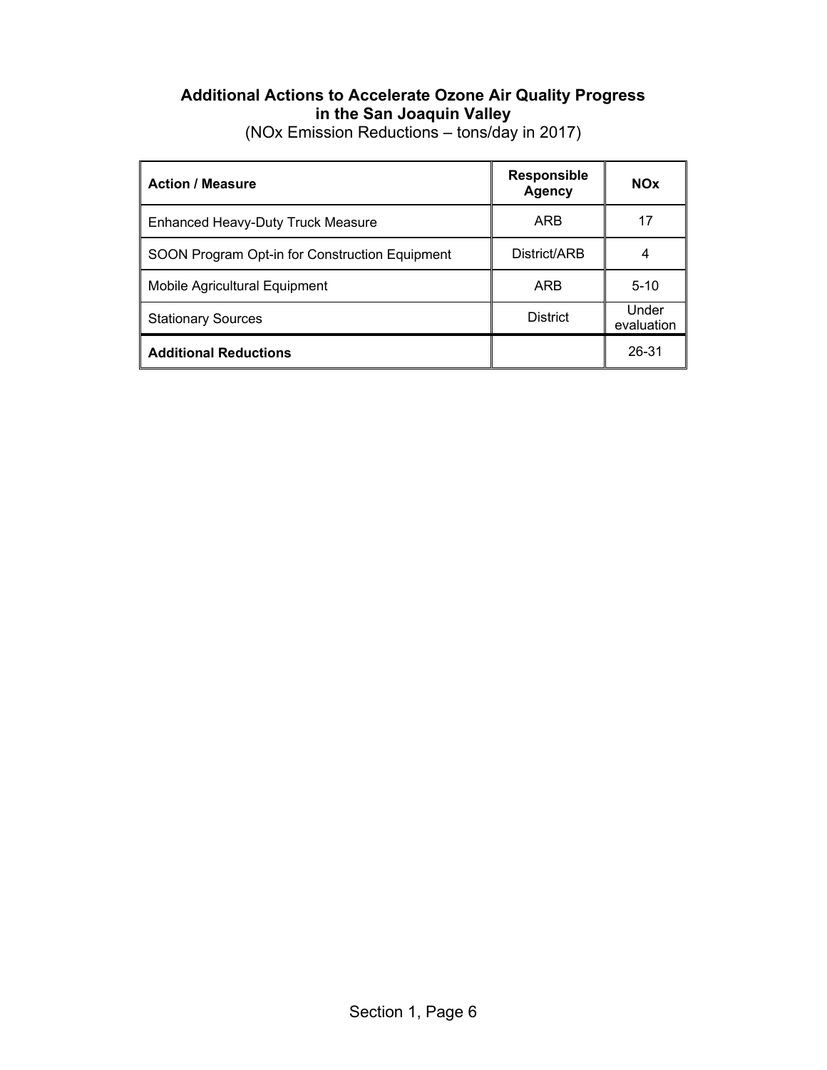## Additional Actions to Accelerate Ozone Air Quality Progress in the San Joaquin Valley

(NOx Emission Reductions – tons/day in 2017)

| Action / Measure | Responsible Agency | NOx |
|---|---|---|
| Enhanced Heavy-Duty Truck Measure | ARB | 17 |
| SOON Program Opt-in for Construction Equipment | District/ARB | 4 |
| Mobile Agricultural Equipment | ARB | 5-10 |
| Stationary Sources | District | Under evaluation |
| **Additional Reductions** | | 26-31 |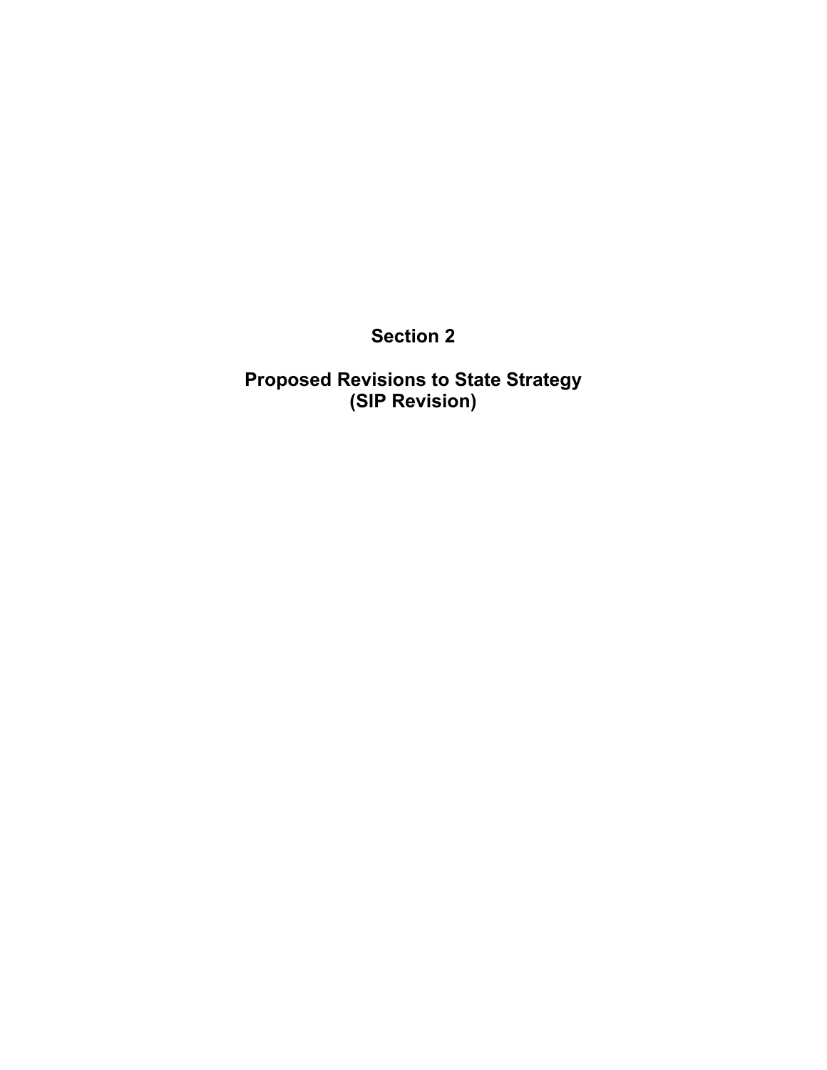# Section 2

# Proposed Revisions to State Strategy (SIP Revision)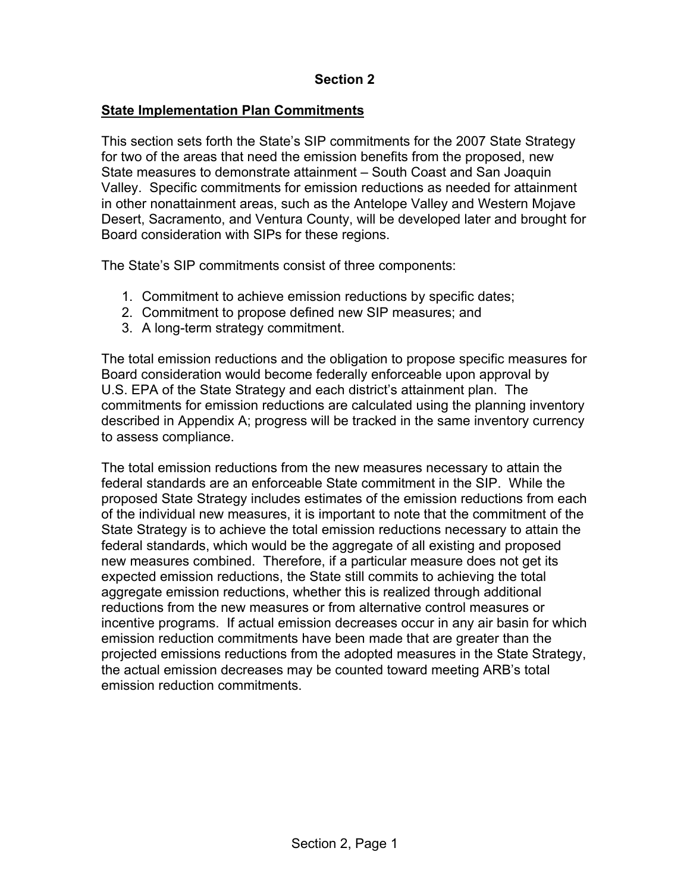# Section 2

## State Implementation Plan Commitments

This section sets forth the State's SIP commitments for the 2007 State Strategy for two of the areas that need the emission benefits from the proposed, new State measures to demonstrate attainment – South Coast and San Joaquin Valley. Specific commitments for emission reductions as needed for attainment in other nonattainment areas, such as the Antelope Valley and Western Mojave Desert, Sacramento, and Ventura County, will be developed later and brought for Board consideration with SIPs for these regions.

The State's SIP commitments consist of three components:

1. Commitment to achieve emission reductions by specific dates;
2. Commitment to propose defined new SIP measures; and
3. A long-term strategy commitment.

The total emission reductions and the obligation to propose specific measures for Board consideration would become federally enforceable upon approval by U.S. EPA of the State Strategy and each district's attainment plan. The commitments for emission reductions are calculated using the planning inventory described in Appendix A; progress will be tracked in the same inventory currency to assess compliance.

The total emission reductions from the new measures necessary to attain the federal standards are an enforceable State commitment in the SIP. While the proposed State Strategy includes estimates of the emission reductions from each of the individual new measures, it is important to note that the commitment of the State Strategy is to achieve the total emission reductions necessary to attain the federal standards, which would be the aggregate of all existing and proposed new measures combined. Therefore, if a particular measure does not get its expected emission reductions, the State still commits to achieving the total aggregate emission reductions, whether this is realized through additional reductions from the new measures or from alternative control measures or incentive programs. If actual emission decreases occur in any air basin for which emission reduction commitments have been made that are greater than the projected emissions reductions from the adopted measures in the State Strategy, the actual emission decreases may be counted toward meeting ARB's total emission reduction commitments.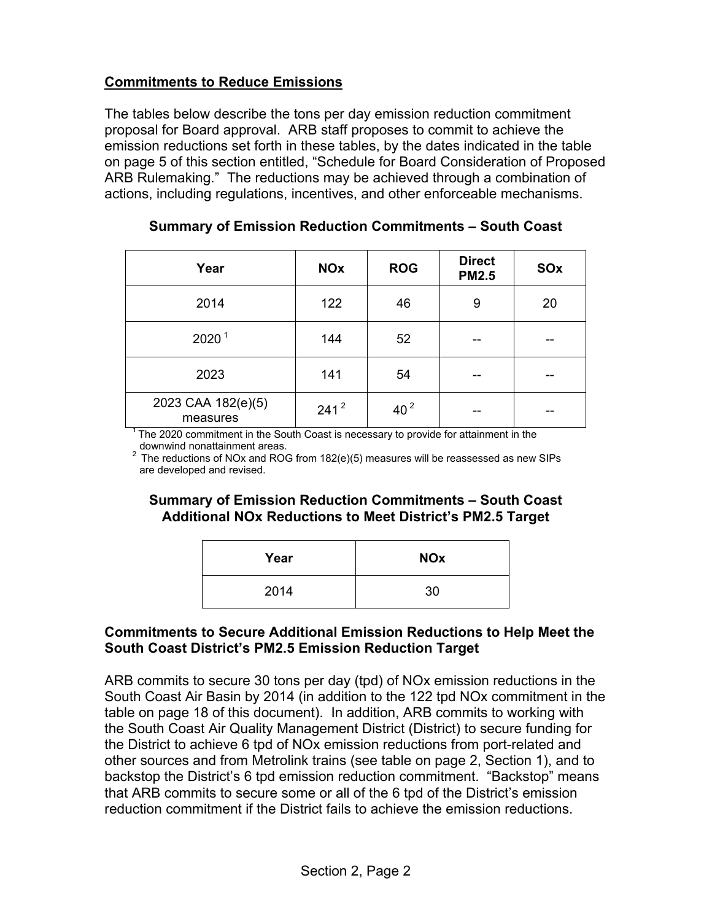## Commitments to Reduce Emissions

The tables below describe the tons per day emission reduction commitment proposal for Board approval. ARB staff proposes to commit to achieve the emission reductions set forth in these tables, by the dates indicated in the table on page 5 of this section entitled, "Schedule for Board Consideration of Proposed ARB Rulemaking." The reductions may be achieved through a combination of actions, including regulations, incentives, and other enforceable mechanisms.

### Summary of Emission Reduction Commitments – South Coast

| Year | NOx | ROG | Direct PM2.5 | SOx |
|---|---|---|---|---|
| 2014 | 122 | 46 | 9 | 20 |
| 2020 [1] | 144 | 52 | -- | -- |
| 2023 | 141 | 54 | -- | -- |
| 2023 CAA 182(e)(5) measures | 241 [2] | 40 [2] | -- | -- |

[1] The 2020 commitment in the South Coast is necessary to provide for attainment in the downwind nonattainment areas.

[2] The reductions of NOx and ROG from 182(e)(5) measures will be reassessed as new SIPs are developed and revised.

### Summary of Emission Reduction Commitments – South Coast Additional NOx Reductions to Meet District's PM2.5 Target

| Year | NOx |
|---|---|
| 2014 | 30 |

### Commitments to Secure Additional Emission Reductions to Help Meet the South Coast District's PM2.5 Emission Reduction Target

ARB commits to secure 30 tons per day (tpd) of NOx emission reductions in the South Coast Air Basin by 2014 (in addition to the 122 tpd NOx commitment in the table on page 18 of this document). In addition, ARB commits to working with the South Coast Air Quality Management District (District) to secure funding for the District to achieve 6 tpd of NOx emission reductions from port-related and other sources and from Metrolink trains (see table on page 2, Section 1), and to backstop the District's 6 tpd emission reduction commitment. "Backstop" means that ARB commits to secure some or all of the 6 tpd of the District's emission reduction commitment if the District fails to achieve the emission reductions.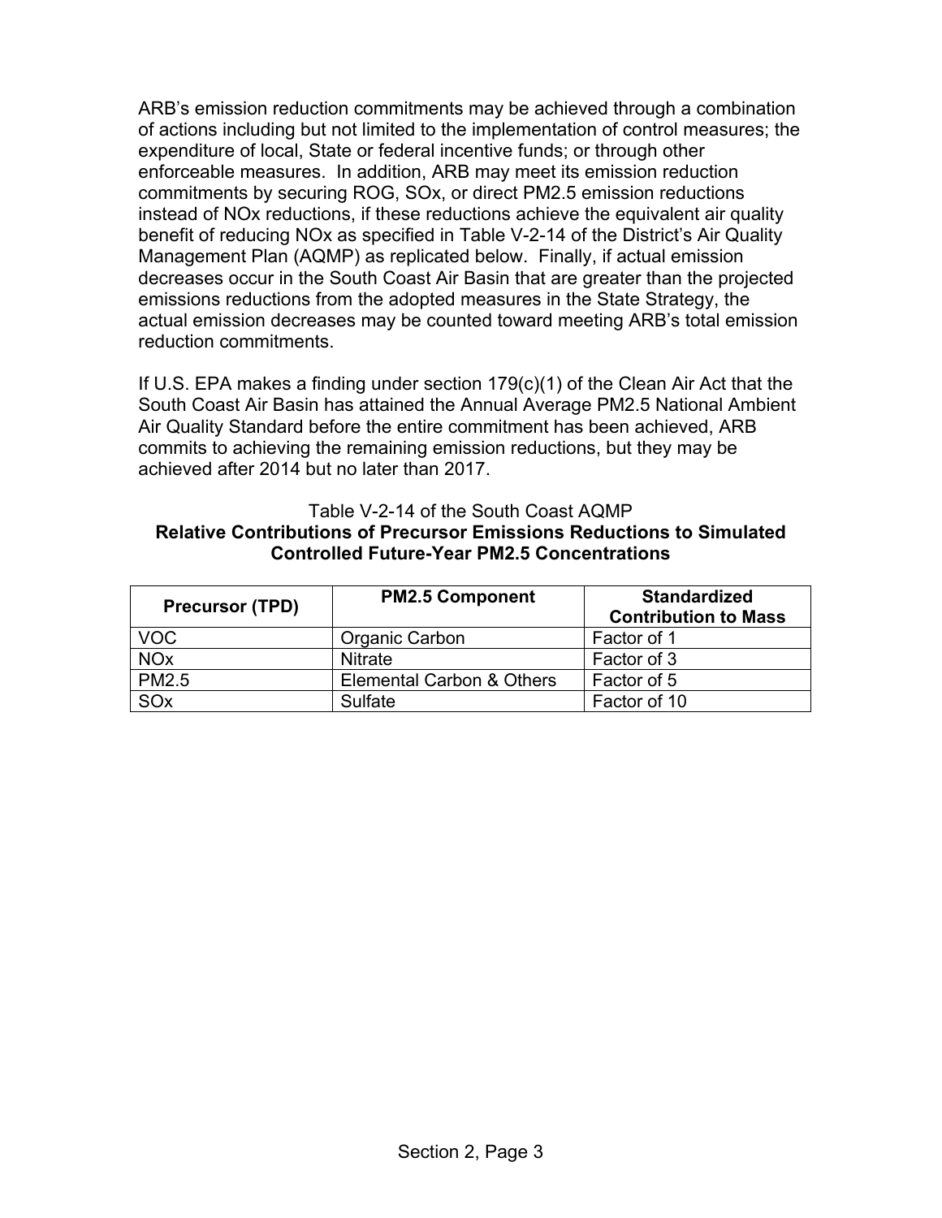ARB's emission reduction commitments may be achieved through a combination of actions including but not limited to the implementation of control measures; the expenditure of local, State or federal incentive funds; or through other enforceable measures. In addition, ARB may meet its emission reduction commitments by securing ROG, SOx, or direct PM2.5 emission reductions instead of NOx reductions, if these reductions achieve the equivalent air quality benefit of reducing NOx as specified in Table V-2-14 of the District's Air Quality Management Plan (AQMP) as replicated below. Finally, if actual emission decreases occur in the South Coast Air Basin that are greater than the projected emissions reductions from the adopted measures in the State Strategy, the actual emission decreases may be counted toward meeting ARB's total emission reduction commitments.

If U.S. EPA makes a finding under section 179(c)(1) of the Clean Air Act that the South Coast Air Basin has attained the Annual Average PM2.5 National Ambient Air Quality Standard before the entire commitment has been achieved, ARB commits to achieving the remaining emission reductions, but they may be achieved after 2014 but no later than 2017.

Table V-2-14 of the South Coast AQMP

**Relative Contributions of Precursor Emissions Reductions to Simulated Controlled Future-Year PM2.5 Concentrations**

| Precursor (TPD) | PM2.5 Component | Standardized Contribution to Mass |
|---|---|---|
| VOC | Organic Carbon | Factor of 1 |
| NOx | Nitrate | Factor of 3 |
| PM2.5 | Elemental Carbon & Others | Factor of 5 |
| SOx | Sulfate | Factor of 10 |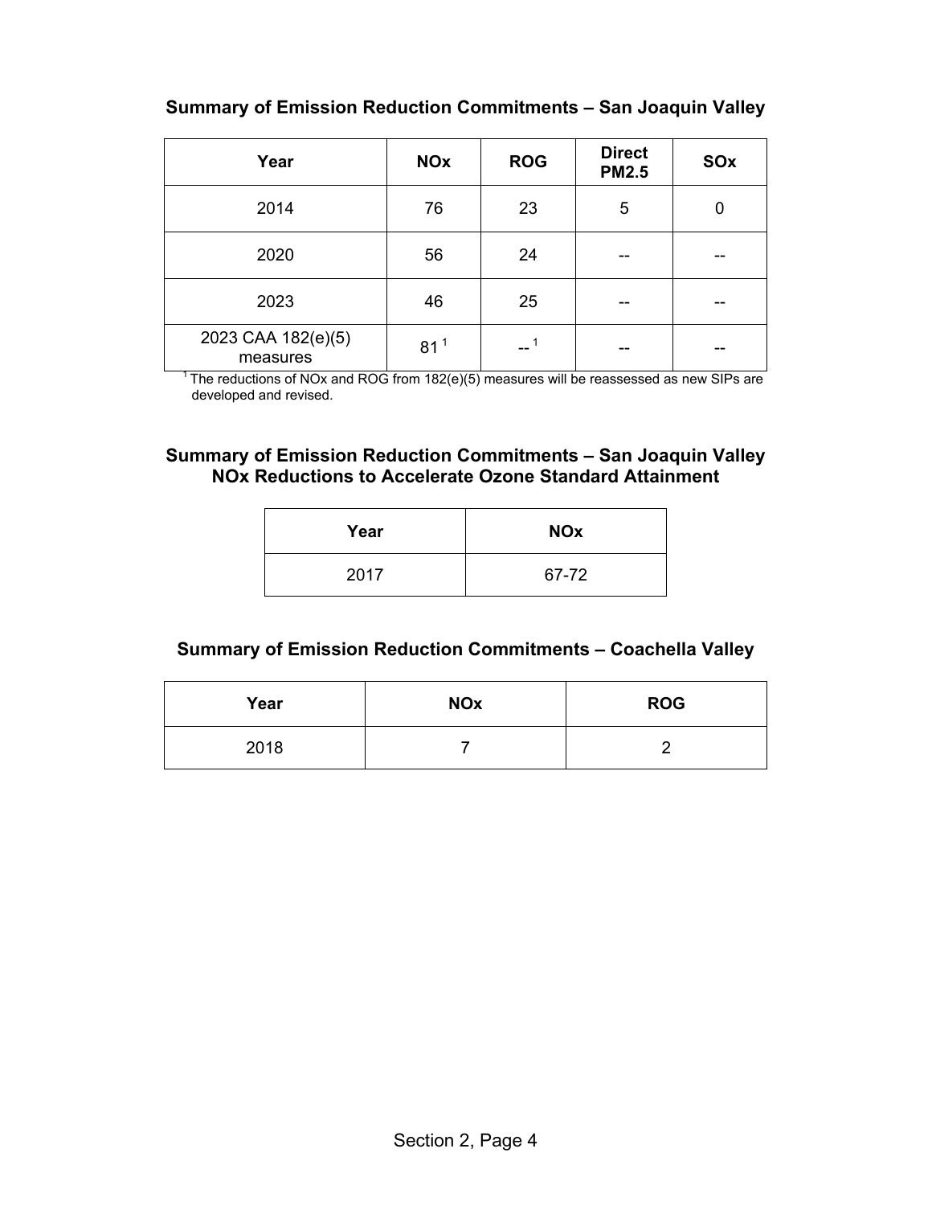### Summary of Emission Reduction Commitments – San Joaquin Valley

| Year | NOx | ROG | Direct PM2.5 | SOx |
|---|---|---|---|---|
| 2014 | 76 | 23 | 5 | 0 |
| 2020 | 56 | 24 | -- | -- |
| 2023 | 46 | 25 | -- | -- |
| 2023 CAA 182(e)(5) measures | 81 [1] | -- [1] | -- | -- |

[1] The reductions of NOx and ROG from 182(e)(5) measures will be reassessed as new SIPs are developed and revised.

### Summary of Emission Reduction Commitments – San Joaquin Valley NOx Reductions to Accelerate Ozone Standard Attainment

| Year | NOx |
|---|---|
| 2017 | 67-72 |

### Summary of Emission Reduction Commitments – Coachella Valley

| Year | NOx | ROG |
|---|---|---|
| 2018 | 7 | 2 |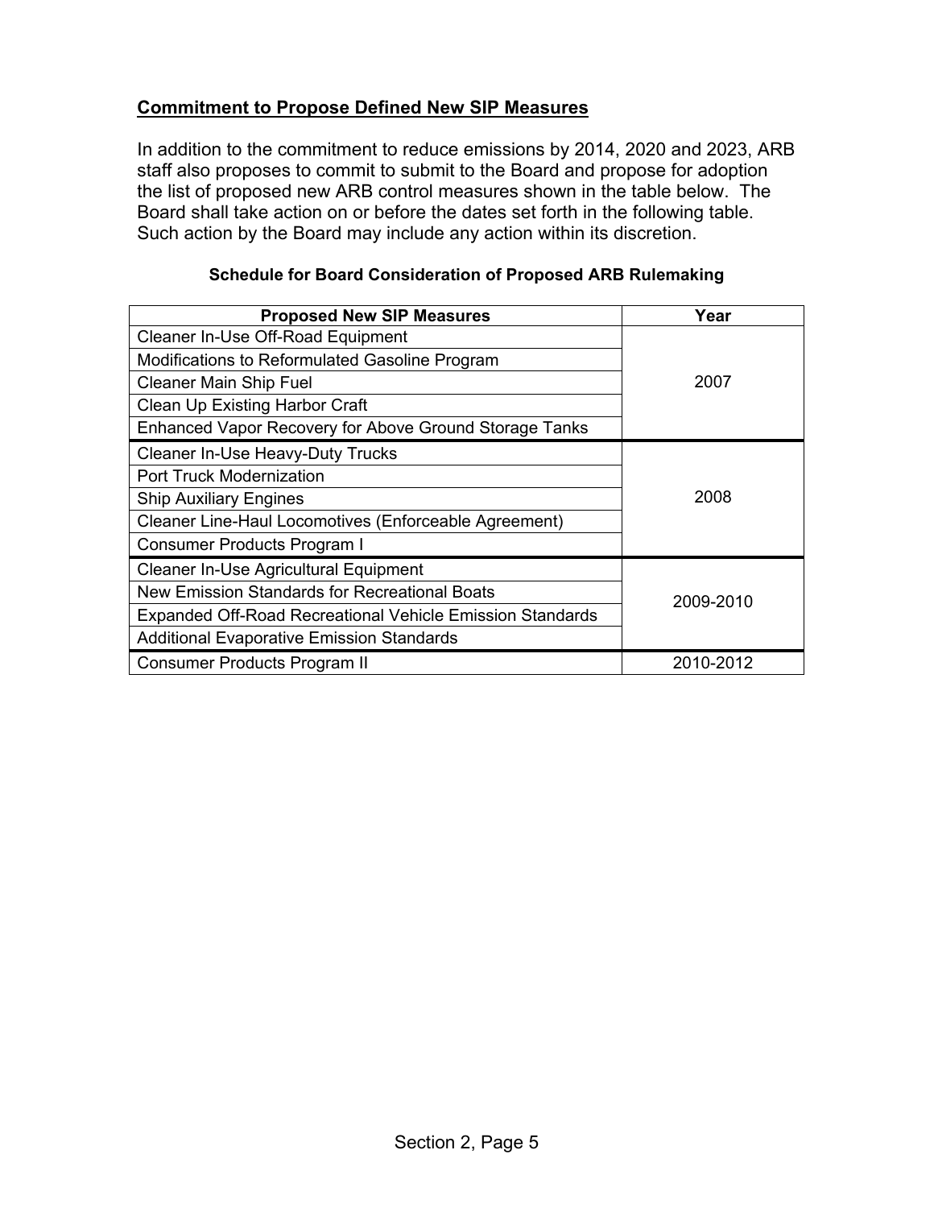## Commitment to Propose Defined New SIP Measures

In addition to the commitment to reduce emissions by 2014, 2020 and 2023, ARB staff also proposes to commit to submit to the Board and propose for adoption the list of proposed new ARB control measures shown in the table below. The Board shall take action on or before the dates set forth in the following table. Such action by the Board may include any action within its discretion.

**Schedule for Board Consideration of Proposed ARB Rulemaking**

| Proposed New SIP Measures | Year |
|---|---|
| Cleaner In-Use Off-Road Equipment | 2007 |
| Modifications to Reformulated Gasoline Program | |
| Cleaner Main Ship Fuel | |
| Clean Up Existing Harbor Craft | |
| Enhanced Vapor Recovery for Above Ground Storage Tanks | |
| Cleaner In-Use Heavy-Duty Trucks | 2008 |
| Port Truck Modernization | |
| Ship Auxiliary Engines | |
| Cleaner Line-Haul Locomotives (Enforceable Agreement) | |
| Consumer Products Program I | |
| Cleaner In-Use Agricultural Equipment | 2009-2010 |
| New Emission Standards for Recreational Boats | |
| Expanded Off-Road Recreational Vehicle Emission Standards | |
| Additional Evaporative Emission Standards | |
| Consumer Products Program II | 2010-2012 |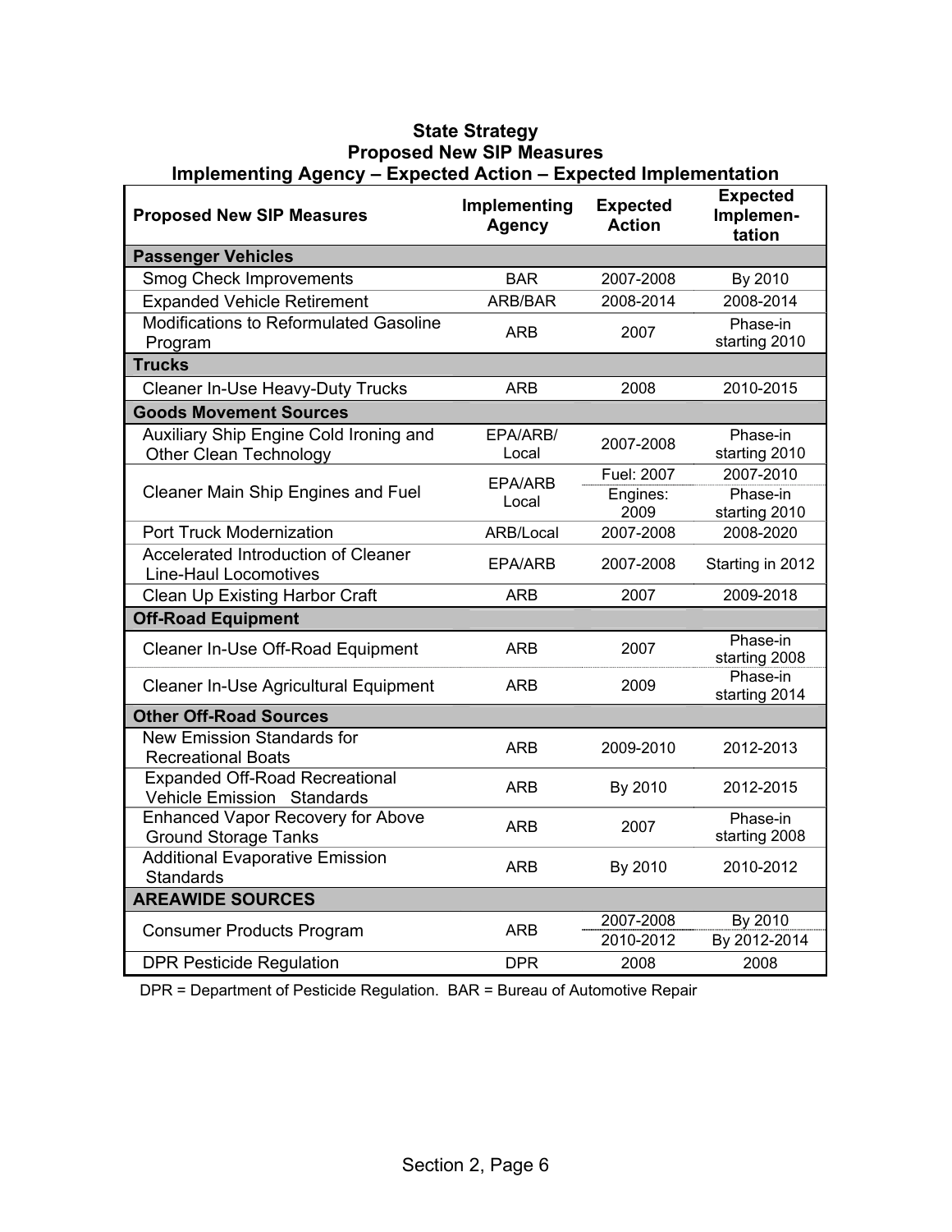## State Strategy
## Proposed New SIP Measures
## Implementing Agency – Expected Action – Expected Implementation

| Proposed New SIP Measures | Implementing Agency | Expected Action | Expected Implementation |
|---|---|---|---|
| **Passenger Vehicles** | | | |
| Smog Check Improvements | BAR | 2007-2008 | By 2010 |
| Expanded Vehicle Retirement | ARB/BAR | 2008-2014 | 2008-2014 |
| Modifications to Reformulated Gasoline Program | ARB | 2007 | Phase-in starting 2010 |
| **Trucks** | | | |
| Cleaner In-Use Heavy-Duty Trucks | ARB | 2008 | 2010-2015 |
| **Goods Movement Sources** | | | |
| Auxiliary Ship Engine Cold Ironing and Other Clean Technology | EPA/ARB/ Local | 2007-2008 | Phase-in starting 2010 |
| Cleaner Main Ship Engines and Fuel | EPA/ARB Local | Fuel: 2007 | 2007-2010 |
| | | Engines: 2009 | Phase-in starting 2010 |
| Port Truck Modernization | ARB/Local | 2007-2008 | 2008-2020 |
| Accelerated Introduction of Cleaner Line-Haul Locomotives | EPA/ARB | 2007-2008 | Starting in 2012 |
| Clean Up Existing Harbor Craft | ARB | 2007 | 2009-2018 |
| **Off-Road Equipment** | | | |
| Cleaner In-Use Off-Road Equipment | ARB | 2007 | Phase-in starting 2008 |
| Cleaner In-Use Agricultural Equipment | ARB | 2009 | Phase-in starting 2014 |
| **Other Off-Road Sources** | | | |
| New Emission Standards for Recreational Boats | ARB | 2009-2010 | 2012-2013 |
| Expanded Off-Road Recreational Vehicle Emission Standards | ARB | By 2010 | 2012-2015 |
| Enhanced Vapor Recovery for Above Ground Storage Tanks | ARB | 2007 | Phase-in starting 2008 |
| Additional Evaporative Emission Standards | ARB | By 2010 | 2010-2012 |
| **AREAWIDE SOURCES** | | | |
| Consumer Products Program | ARB | 2007-2008 | By 2010 |
| | | 2010-2012 | By 2012-2014 |
| DPR Pesticide Regulation | DPR | 2008 | 2008 |

DPR = Department of Pesticide Regulation. BAR = Bureau of Automotive Repair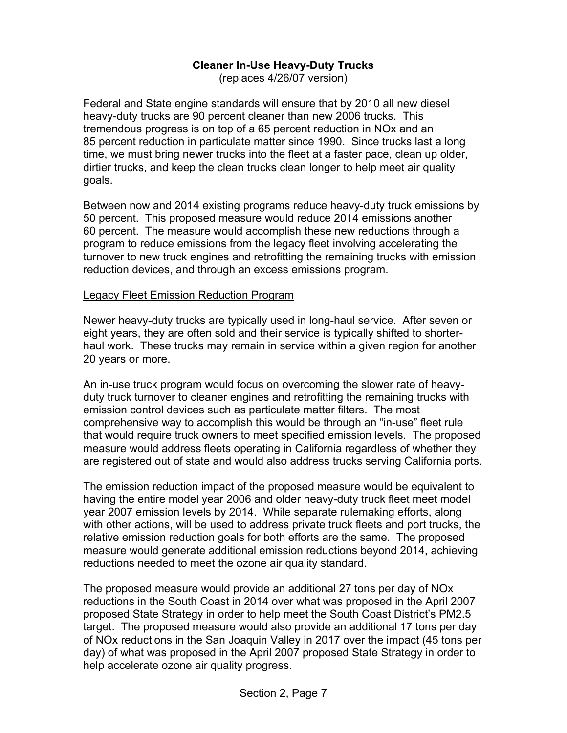## Cleaner In-Use Heavy-Duty Trucks

(replaces 4/26/07 version)

Federal and State engine standards will ensure that by 2010 all new diesel heavy-duty trucks are 90 percent cleaner than new 2006 trucks. This tremendous progress is on top of a 65 percent reduction in NOx and an 85 percent reduction in particulate matter since 1990. Since trucks last a long time, we must bring newer trucks into the fleet at a faster pace, clean up older, dirtier trucks, and keep the clean trucks clean longer to help meet air quality goals.

Between now and 2014 existing programs reduce heavy-duty truck emissions by 50 percent. This proposed measure would reduce 2014 emissions another 60 percent. The measure would accomplish these new reductions through a program to reduce emissions from the legacy fleet involving accelerating the turnover to new truck engines and retrofitting the remaining trucks with emission reduction devices, and through an excess emissions program.

<u>Legacy Fleet Emission Reduction Program</u>

Newer heavy-duty trucks are typically used in long-haul service. After seven or eight years, they are often sold and their service is typically shifted to shorter-haul work. These trucks may remain in service within a given region for another 20 years or more.

An in-use truck program would focus on overcoming the slower rate of heavy-duty truck turnover to cleaner engines and retrofitting the remaining trucks with emission control devices such as particulate matter filters. The most comprehensive way to accomplish this would be through an "in-use" fleet rule that would require truck owners to meet specified emission levels. The proposed measure would address fleets operating in California regardless of whether they are registered out of state and would also address trucks serving California ports.

The emission reduction impact of the proposed measure would be equivalent to having the entire model year 2006 and older heavy-duty truck fleet meet model year 2007 emission levels by 2014. While separate rulemaking efforts, along with other actions, will be used to address private truck fleets and port trucks, the relative emission reduction goals for both efforts are the same. The proposed measure would generate additional emission reductions beyond 2014, achieving reductions needed to meet the ozone air quality standard.

The proposed measure would provide an additional 27 tons per day of NOx reductions in the South Coast in 2014 over what was proposed in the April 2007 proposed State Strategy in order to help meet the South Coast District's PM2.5 target. The proposed measure would also provide an additional 17 tons per day of NOx reductions in the San Joaquin Valley in 2017 over the impact (45 tons per day) of what was proposed in the April 2007 proposed State Strategy in order to help accelerate ozone air quality progress.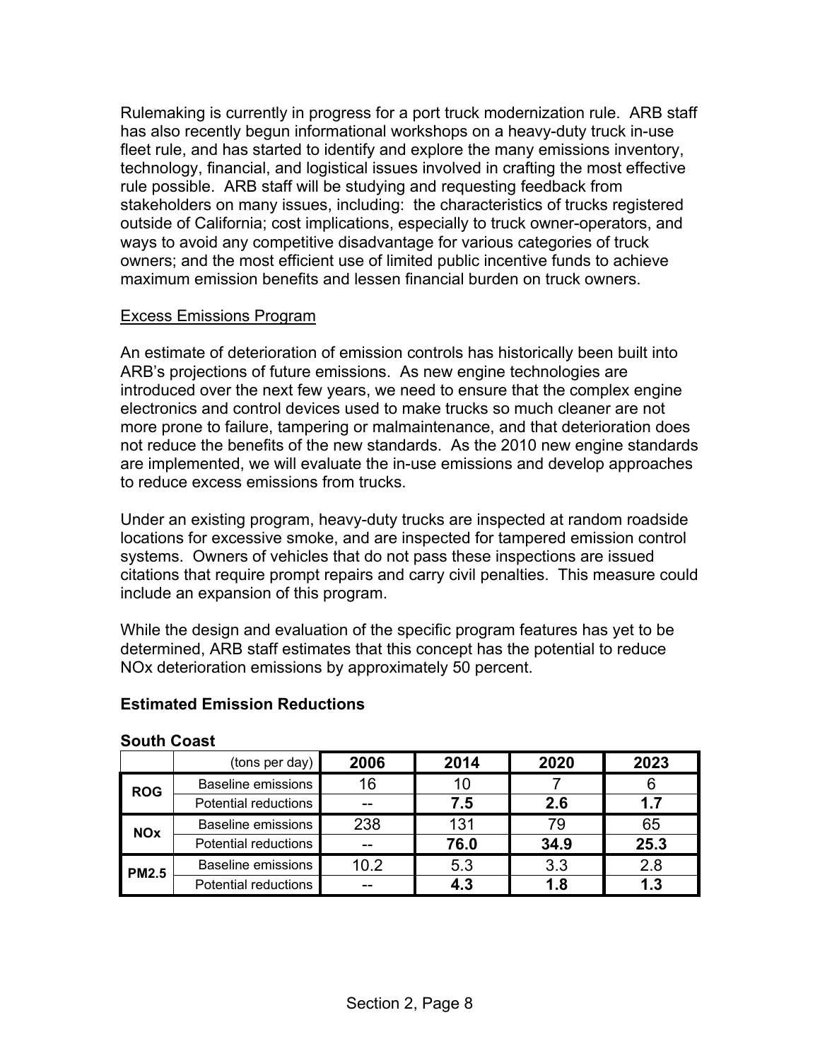Rulemaking is currently in progress for a port truck modernization rule. ARB staff has also recently begun informational workshops on a heavy-duty truck in-use fleet rule, and has started to identify and explore the many emissions inventory, technology, financial, and logistical issues involved in crafting the most effective rule possible. ARB staff will be studying and requesting feedback from stakeholders on many issues, including: the characteristics of trucks registered outside of California; cost implications, especially to truck owner-operators, and ways to avoid any competitive disadvantage for various categories of truck owners; and the most efficient use of limited public incentive funds to achieve maximum emission benefits and lessen financial burden on truck owners.

<u>Excess Emissions Program</u>

An estimate of deterioration of emission controls has historically been built into ARB's projections of future emissions. As new engine technologies are introduced over the next few years, we need to ensure that the complex engine electronics and control devices used to make trucks so much cleaner are not more prone to failure, tampering or malmaintenance, and that deterioration does not reduce the benefits of the new standards. As the 2010 new engine standards are implemented, we will evaluate the in-use emissions and develop approaches to reduce excess emissions from trucks.

Under an existing program, heavy-duty trucks are inspected at random roadside locations for excessive smoke, and are inspected for tampered emission control systems. Owners of vehicles that do not pass these inspections are issued citations that require prompt repairs and carry civil penalties. This measure could include an expansion of this program.

While the design and evaluation of the specific program features has yet to be determined, ARB staff estimates that this concept has the potential to reduce NOx deterioration emissions by approximately 50 percent.

**Estimated Emission Reductions**

**South Coast**

| | (tons per day) | 2006 | 2014 | 2020 | 2023 |
|---|---|---|---|---|---|
| **ROG** | Baseline emissions | 16 | 10 | 7 | 6 |
| | Potential reductions | -- | **7.5** | **2.6** | **1.7** |
| **NOx** | Baseline emissions | 238 | 131 | 79 | 65 |
| | Potential reductions | -- | **76.0** | **34.9** | **25.3** |
| **PM2.5** | Baseline emissions | 10.2 | 5.3 | 3.3 | 2.8 |
| | Potential reductions | -- | **4.3** | **1.8** | **1.3** |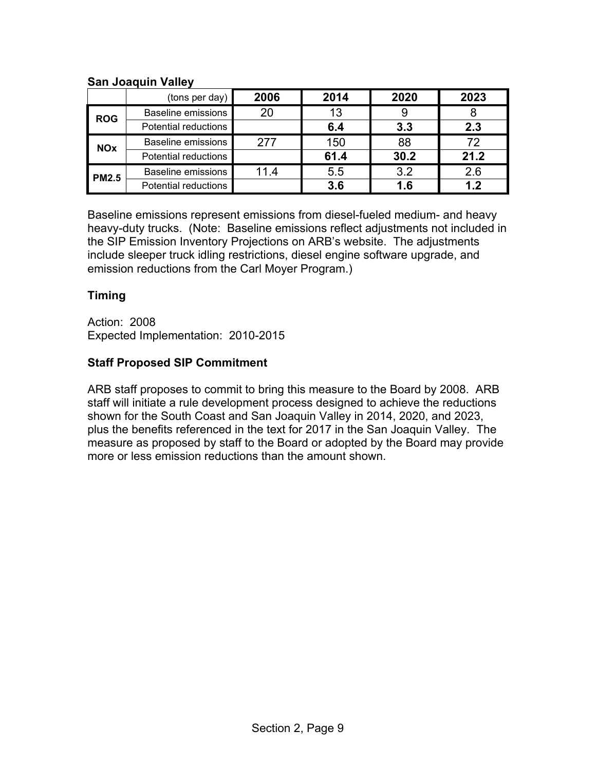**San Joaquin Valley**

| | (tons per day) | 2006 | 2014 | 2020 | 2023 |
|---|---|---|---|---|---|
| **ROG** | Baseline emissions | 20 | 13 | 9 | 8 |
| | Potential reductions | | **6.4** | **3.3** | **2.3** |
| **NOx** | Baseline emissions | 277 | 150 | 88 | 72 |
| | Potential reductions | | **61.4** | **30.2** | **21.2** |
| **PM2.5** | Baseline emissions | 11.4 | 5.5 | 3.2 | 2.6 |
| | Potential reductions | | **3.6** | **1.6** | **1.2** |

Baseline emissions represent emissions from diesel-fueled medium- and heavy heavy-duty trucks. (Note: Baseline emissions reflect adjustments not included in the SIP Emission Inventory Projections on ARB's website. The adjustments include sleeper truck idling restrictions, diesel engine software upgrade, and emission reductions from the Carl Moyer Program.)

### Timing

Action: 2008
Expected Implementation: 2010-2015

### Staff Proposed SIP Commitment

ARB staff proposes to commit to bring this measure to the Board by 2008. ARB staff will initiate a rule development process designed to achieve the reductions shown for the South Coast and San Joaquin Valley in 2014, 2020, and 2023, plus the benefits referenced in the text for 2017 in the San Joaquin Valley. The measure as proposed by staff to the Board or adopted by the Board may provide more or less emission reductions than the amount shown.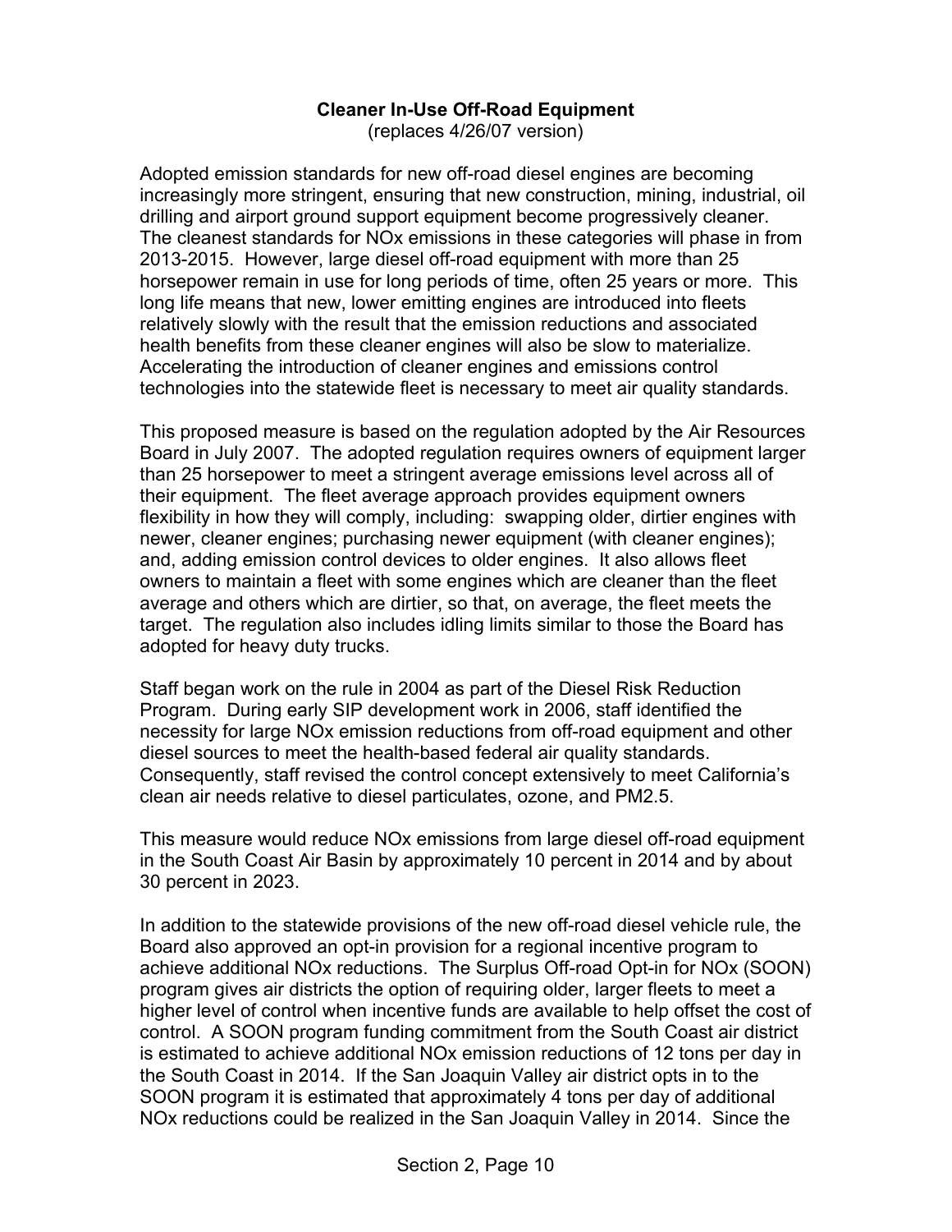**Cleaner In-Use Off-Road Equipment**
(replaces 4/26/07 version)

Adopted emission standards for new off-road diesel engines are becoming increasingly more stringent, ensuring that new construction, mining, industrial, oil drilling and airport ground support equipment become progressively cleaner. The cleanest standards for NOx emissions in these categories will phase in from 2013-2015. However, large diesel off-road equipment with more than 25 horsepower remain in use for long periods of time, often 25 years or more. This long life means that new, lower emitting engines are introduced into fleets relatively slowly with the result that the emission reductions and associated health benefits from these cleaner engines will also be slow to materialize. Accelerating the introduction of cleaner engines and emissions control technologies into the statewide fleet is necessary to meet air quality standards.

This proposed measure is based on the regulation adopted by the Air Resources Board in July 2007. The adopted regulation requires owners of equipment larger than 25 horsepower to meet a stringent average emissions level across all of their equipment. The fleet average approach provides equipment owners flexibility in how they will comply, including: swapping older, dirtier engines with newer, cleaner engines; purchasing newer equipment (with cleaner engines); and, adding emission control devices to older engines. It also allows fleet owners to maintain a fleet with some engines which are cleaner than the fleet average and others which are dirtier, so that, on average, the fleet meets the target. The regulation also includes idling limits similar to those the Board has adopted for heavy duty trucks.

Staff began work on the rule in 2004 as part of the Diesel Risk Reduction Program. During early SIP development work in 2006, staff identified the necessity for large NOx emission reductions from off-road equipment and other diesel sources to meet the health-based federal air quality standards. Consequently, staff revised the control concept extensively to meet California's clean air needs relative to diesel particulates, ozone, and PM2.5.

This measure would reduce NOx emissions from large diesel off-road equipment in the South Coast Air Basin by approximately 10 percent in 2014 and by about 30 percent in 2023.

In addition to the statewide provisions of the new off-road diesel vehicle rule, the Board also approved an opt-in provision for a regional incentive program to achieve additional NOx reductions. The Surplus Off-road Opt-in for NOx (SOON) program gives air districts the option of requiring older, larger fleets to meet a higher level of control when incentive funds are available to help offset the cost of control. A SOON program funding commitment from the South Coast air district is estimated to achieve additional NOx emission reductions of 12 tons per day in the South Coast in 2014. If the San Joaquin Valley air district opts in to the SOON program it is estimated that approximately 4 tons per day of additional NOx reductions could be realized in the San Joaquin Valley in 2014. Since the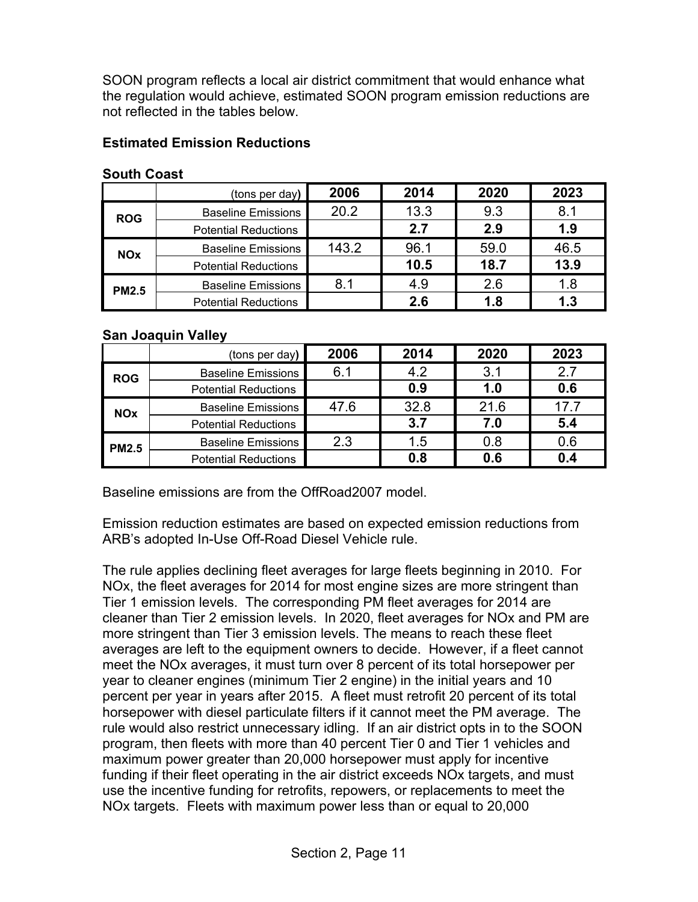SOON program reflects a local air district commitment that would enhance what the regulation would achieve, estimated SOON program emission reductions are not reflected in the tables below.

**Estimated Emission Reductions**

**South Coast**

| | (tons per day) | 2006 | 2014 | 2020 | 2023 |
|---|---|---|---|---|---|
| **ROG** | Baseline Emissions | 20.2 | 13.3 | 9.3 | 8.1 |
| | Potential Reductions | | **2.7** | **2.9** | **1.9** |
| **NOx** | Baseline Emissions | 143.2 | 96.1 | 59.0 | 46.5 |
| | Potential Reductions | | **10.5** | **18.7** | **13.9** |
| **PM2.5** | Baseline Emissions | 8.1 | 4.9 | 2.6 | 1.8 |
| | Potential Reductions | | **2.6** | **1.8** | **1.3** |

**San Joaquin Valley**

| | (tons per day) | 2006 | 2014 | 2020 | 2023 |
|---|---|---|---|---|---|
| **ROG** | Baseline Emissions | 6.1 | 4.2 | 3.1 | 2.7 |
| | Potential Reductions | | **0.9** | **1.0** | **0.6** |
| **NOx** | Baseline Emissions | 47.6 | 32.8 | 21.6 | 17.7 |
| | Potential Reductions | | **3.7** | **7.0** | **5.4** |
| **PM2.5** | Baseline Emissions | 2.3 | 1.5 | 0.8 | 0.6 |
| | Potential Reductions | | **0.8** | **0.6** | **0.4** |

Baseline emissions are from the OffRoad2007 model.

Emission reduction estimates are based on expected emission reductions from ARB's adopted In-Use Off-Road Diesel Vehicle rule.

The rule applies declining fleet averages for large fleets beginning in 2010. For NOx, the fleet averages for 2014 for most engine sizes are more stringent than Tier 1 emission levels. The corresponding PM fleet averages for 2014 are cleaner than Tier 2 emission levels. In 2020, fleet averages for NOx and PM are more stringent than Tier 3 emission levels. The means to reach these fleet averages are left to the equipment owners to decide. However, if a fleet cannot meet the NOx averages, it must turn over 8 percent of its total horsepower per year to cleaner engines (minimum Tier 2 engine) in the initial years and 10 percent per year in years after 2015. A fleet must retrofit 20 percent of its total horsepower with diesel particulate filters if it cannot meet the PM average. The rule would also restrict unnecessary idling. If an air district opts in to the SOON program, then fleets with more than 40 percent Tier 0 and Tier 1 vehicles and maximum power greater than 20,000 horsepower must apply for incentive funding if their fleet operating in the air district exceeds NOx targets, and must use the incentive funding for retrofits, repowers, or replacements to meet the NOx targets. Fleets with maximum power less than or equal to 20,000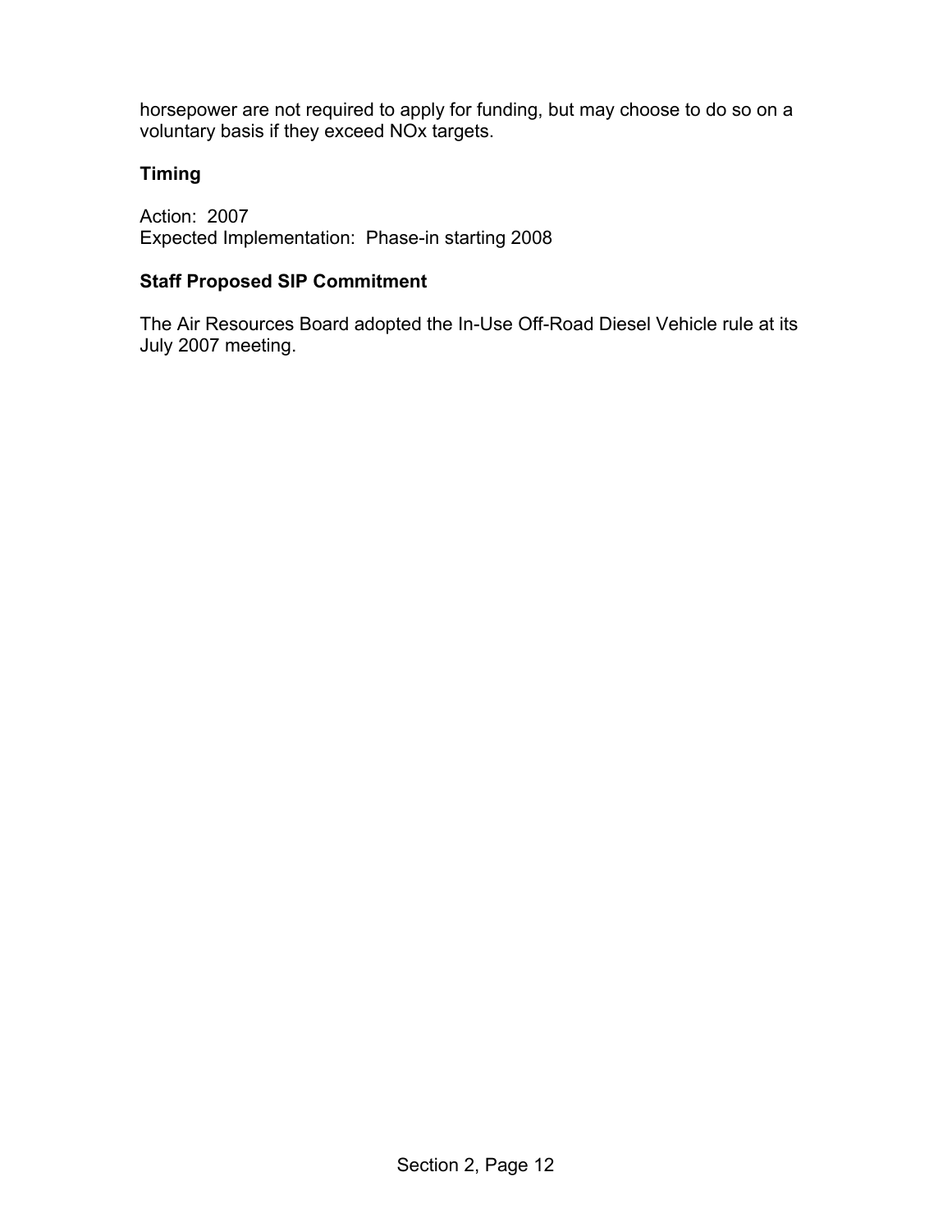horsepower are not required to apply for funding, but may choose to do so on a voluntary basis if they exceed NOx targets.

### Timing

Action: 2007
Expected Implementation: Phase-in starting 2008

### Staff Proposed SIP Commitment

The Air Resources Board adopted the In-Use Off-Road Diesel Vehicle rule at its July 2007 meeting.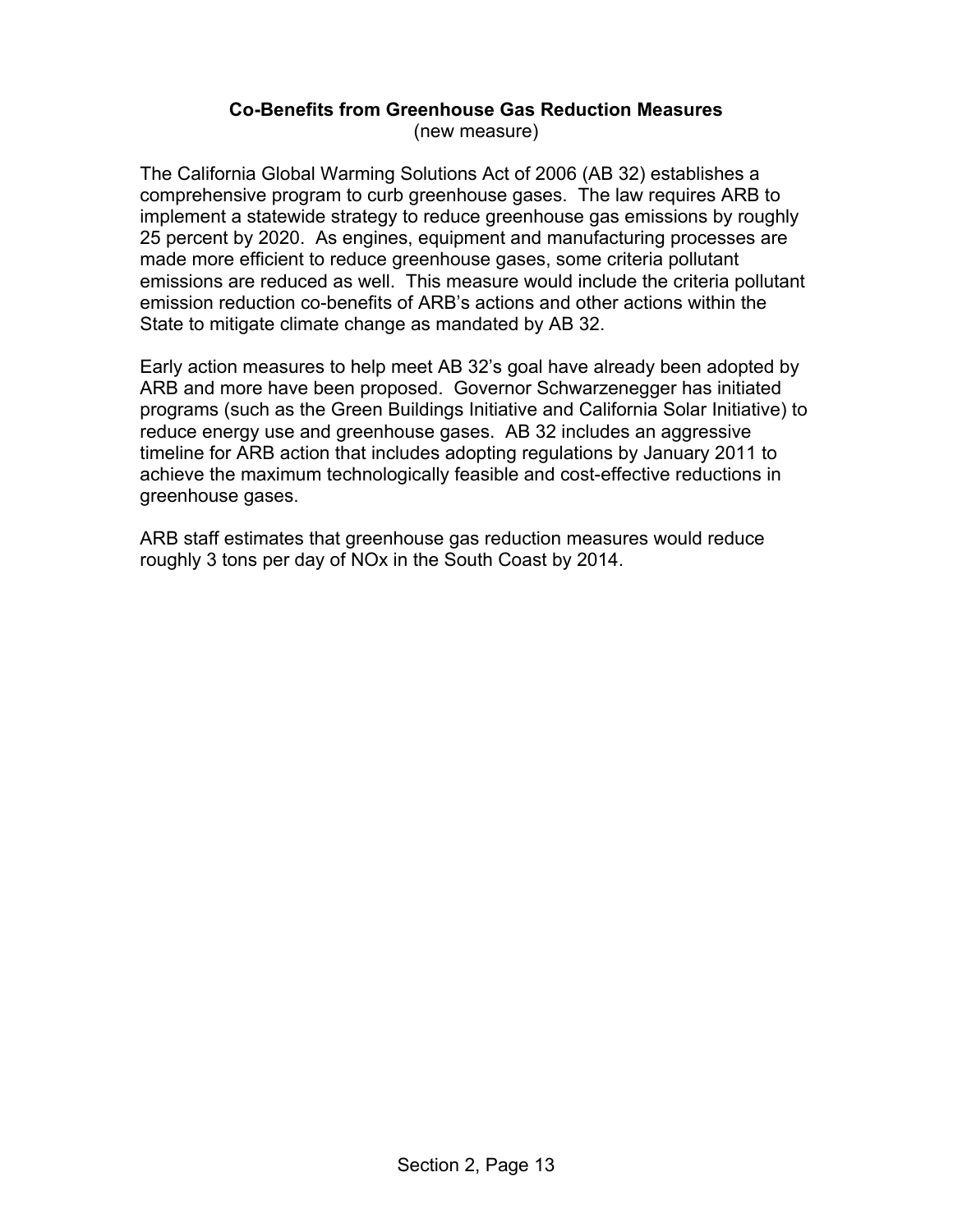**Co-Benefits from Greenhouse Gas Reduction Measures**
(new measure)

The California Global Warming Solutions Act of 2006 (AB 32) establishes a comprehensive program to curb greenhouse gases. The law requires ARB to implement a statewide strategy to reduce greenhouse gas emissions by roughly 25 percent by 2020. As engines, equipment and manufacturing processes are made more efficient to reduce greenhouse gases, some criteria pollutant emissions are reduced as well. This measure would include the criteria pollutant emission reduction co-benefits of ARB's actions and other actions within the State to mitigate climate change as mandated by AB 32.

Early action measures to help meet AB 32's goal have already been adopted by ARB and more have been proposed. Governor Schwarzenegger has initiated programs (such as the Green Buildings Initiative and California Solar Initiative) to reduce energy use and greenhouse gases. AB 32 includes an aggressive timeline for ARB action that includes adopting regulations by January 2011 to achieve the maximum technologically feasible and cost-effective reductions in greenhouse gases.

ARB staff estimates that greenhouse gas reduction measures would reduce roughly 3 tons per day of NOx in the South Coast by 2014.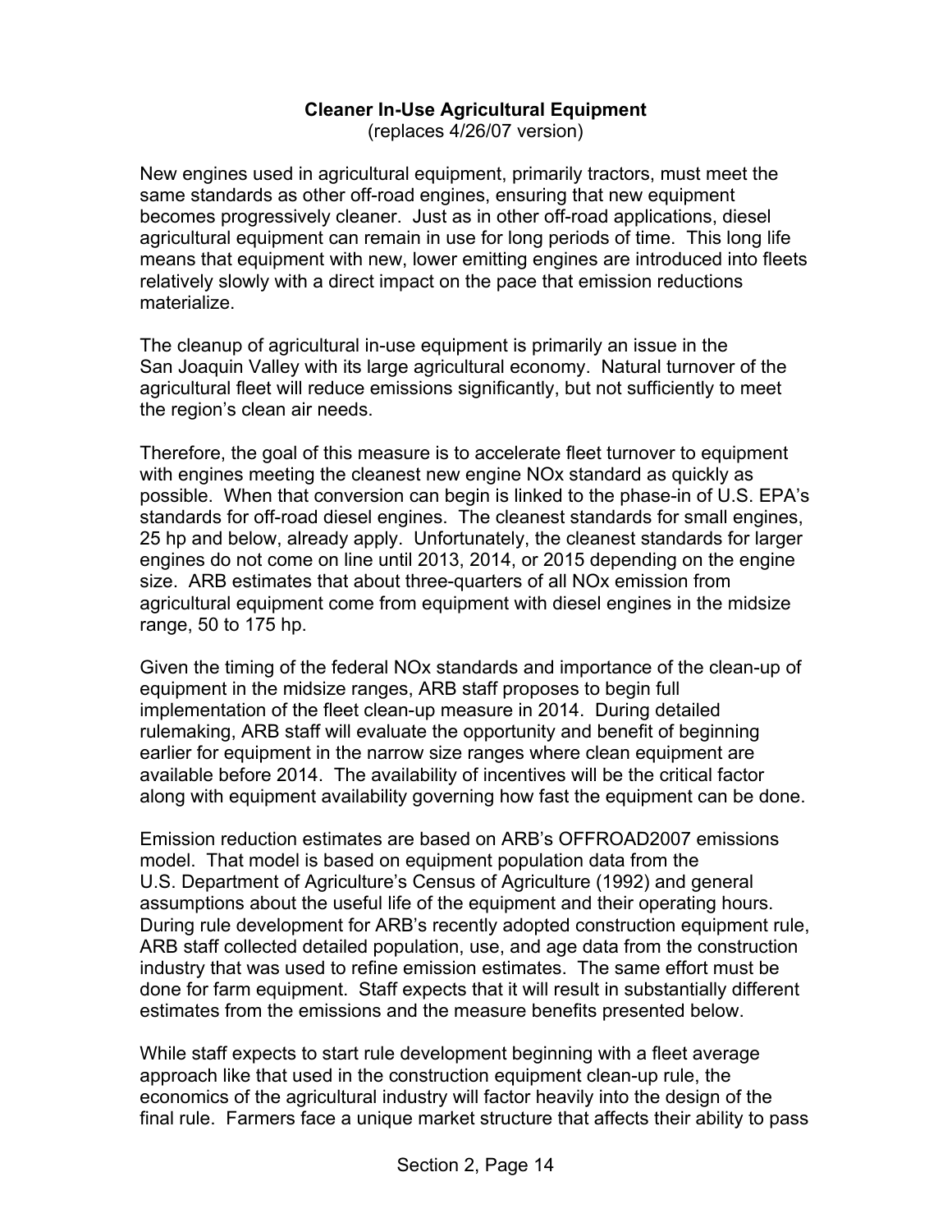## Cleaner In-Use Agricultural Equipment

(replaces 4/26/07 version)

New engines used in agricultural equipment, primarily tractors, must meet the same standards as other off-road engines, ensuring that new equipment becomes progressively cleaner. Just as in other off-road applications, diesel agricultural equipment can remain in use for long periods of time. This long life means that equipment with new, lower emitting engines are introduced into fleets relatively slowly with a direct impact on the pace that emission reductions materialize.

The cleanup of agricultural in-use equipment is primarily an issue in the San Joaquin Valley with its large agricultural economy. Natural turnover of the agricultural fleet will reduce emissions significantly, but not sufficiently to meet the region's clean air needs.

Therefore, the goal of this measure is to accelerate fleet turnover to equipment with engines meeting the cleanest new engine NOx standard as quickly as possible. When that conversion can begin is linked to the phase-in of U.S. EPA's standards for off-road diesel engines. The cleanest standards for small engines, 25 hp and below, already apply. Unfortunately, the cleanest standards for larger engines do not come on line until 2013, 2014, or 2015 depending on the engine size. ARB estimates that about three-quarters of all NOx emission from agricultural equipment come from equipment with diesel engines in the midsize range, 50 to 175 hp.

Given the timing of the federal NOx standards and importance of the clean-up of equipment in the midsize ranges, ARB staff proposes to begin full implementation of the fleet clean-up measure in 2014. During detailed rulemaking, ARB staff will evaluate the opportunity and benefit of beginning earlier for equipment in the narrow size ranges where clean equipment are available before 2014. The availability of incentives will be the critical factor along with equipment availability governing how fast the equipment can be done.

Emission reduction estimates are based on ARB's OFFROAD2007 emissions model. That model is based on equipment population data from the U.S. Department of Agriculture's Census of Agriculture (1992) and general assumptions about the useful life of the equipment and their operating hours. During rule development for ARB's recently adopted construction equipment rule, ARB staff collected detailed population, use, and age data from the construction industry that was used to refine emission estimates. The same effort must be done for farm equipment. Staff expects that it will result in substantially different estimates from the emissions and the measure benefits presented below.

While staff expects to start rule development beginning with a fleet average approach like that used in the construction equipment clean-up rule, the economics of the agricultural industry will factor heavily into the design of the final rule. Farmers face a unique market structure that affects their ability to pass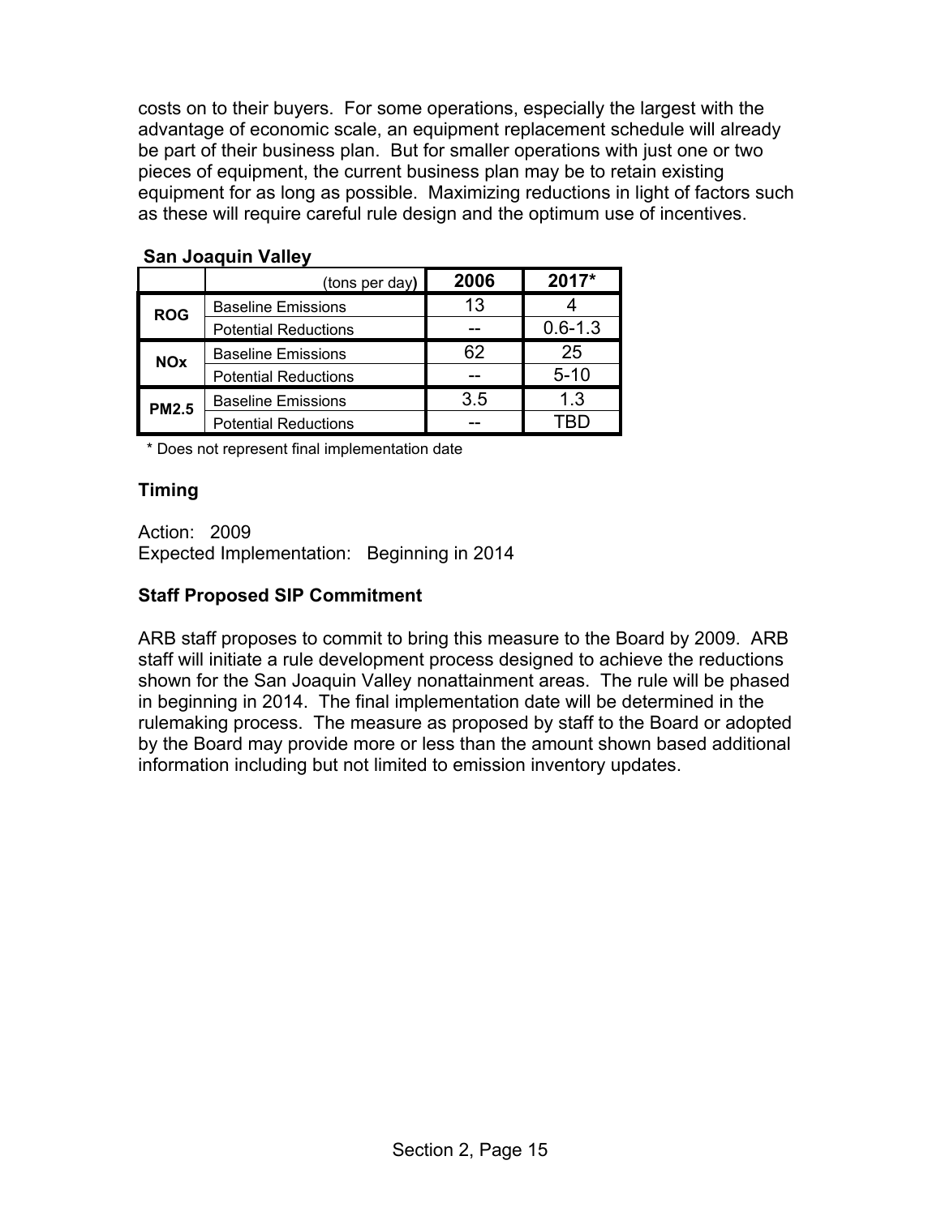costs on to their buyers. For some operations, especially the largest with the advantage of economic scale, an equipment replacement schedule will already be part of their business plan. But for smaller operations with just one or two pieces of equipment, the current business plan may be to retain existing equipment for as long as possible. Maximizing reductions in light of factors such as these will require careful rule design and the optimum use of incentives.

**San Joaquin Valley**

| | (tons per day) | 2006 | 2017* |
|---|---|---|---|
| ROG | Baseline Emissions | 13 | 4 |
| | Potential Reductions | -- | 0.6-1.3 |
| NOx | Baseline Emissions | 62 | 25 |
| | Potential Reductions | -- | 5-10 |
| PM2.5 | Baseline Emissions | 3.5 | 1.3 |
| | Potential Reductions | -- | TBD |

\* Does not represent final implementation date

### Timing

Action: 2009
Expected Implementation: Beginning in 2014

### Staff Proposed SIP Commitment

ARB staff proposes to commit to bring this measure to the Board by 2009. ARB staff will initiate a rule development process designed to achieve the reductions shown for the San Joaquin Valley nonattainment areas. The rule will be phased in beginning in 2014. The final implementation date will be determined in the rulemaking process. The measure as proposed by staff to the Board or adopted by the Board may provide more or less than the amount shown based additional information including but not limited to emission inventory updates.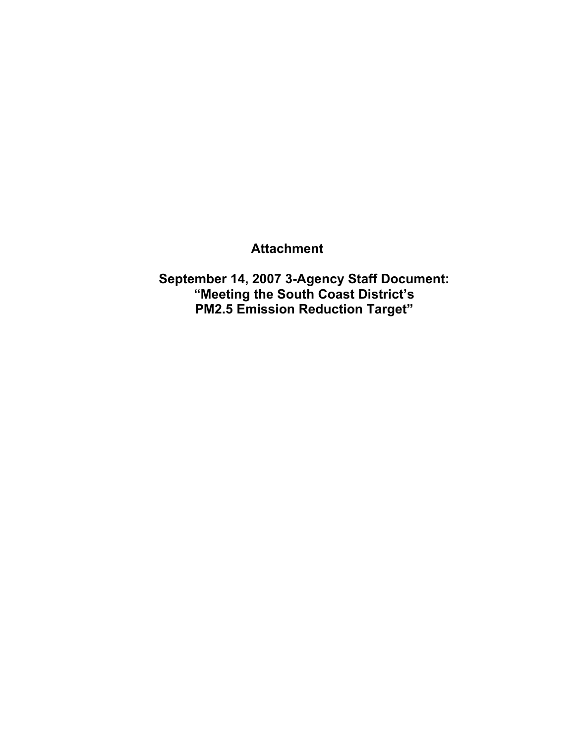# Attachment

## September 14, 2007 3-Agency Staff Document: "Meeting the South Coast District's PM2.5 Emission Reduction Target"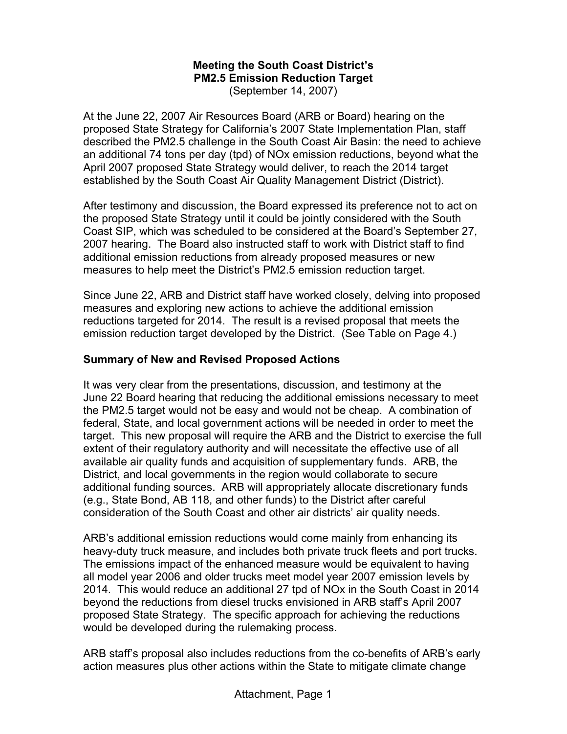**Meeting the South Coast District's**
**PM2.5 Emission Reduction Target**
(September 14, 2007)

At the June 22, 2007 Air Resources Board (ARB or Board) hearing on the proposed State Strategy for California's 2007 State Implementation Plan, staff described the PM2.5 challenge in the South Coast Air Basin: the need to achieve an additional 74 tons per day (tpd) of NOx emission reductions, beyond what the April 2007 proposed State Strategy would deliver, to reach the 2014 target established by the South Coast Air Quality Management District (District).

After testimony and discussion, the Board expressed its preference not to act on the proposed State Strategy until it could be jointly considered with the South Coast SIP, which was scheduled to be considered at the Board's September 27, 2007 hearing. The Board also instructed staff to work with District staff to find additional emission reductions from already proposed measures or new measures to help meet the District's PM2.5 emission reduction target.

Since June 22, ARB and District staff have worked closely, delving into proposed measures and exploring new actions to achieve the additional emission reductions targeted for 2014. The result is a revised proposal that meets the emission reduction target developed by the District. (See Table on Page 4.)

## Summary of New and Revised Proposed Actions

It was very clear from the presentations, discussion, and testimony at the June 22 Board hearing that reducing the additional emissions necessary to meet the PM2.5 target would not be easy and would not be cheap. A combination of federal, State, and local government actions will be needed in order to meet the target. This new proposal will require the ARB and the District to exercise the full extent of their regulatory authority and will necessitate the effective use of all available air quality funds and acquisition of supplementary funds. ARB, the District, and local governments in the region would collaborate to secure additional funding sources. ARB will appropriately allocate discretionary funds (e.g., State Bond, AB 118, and other funds) to the District after careful consideration of the South Coast and other air districts' air quality needs.

ARB's additional emission reductions would come mainly from enhancing its heavy-duty truck measure, and includes both private truck fleets and port trucks. The emissions impact of the enhanced measure would be equivalent to having all model year 2006 and older trucks meet model year 2007 emission levels by 2014. This would reduce an additional 27 tpd of NOx in the South Coast in 2014 beyond the reductions from diesel trucks envisioned in ARB staff's April 2007 proposed State Strategy. The specific approach for achieving the reductions would be developed during the rulemaking process.

ARB staff's proposal also includes reductions from the co-benefits of ARB's early action measures plus other actions within the State to mitigate climate change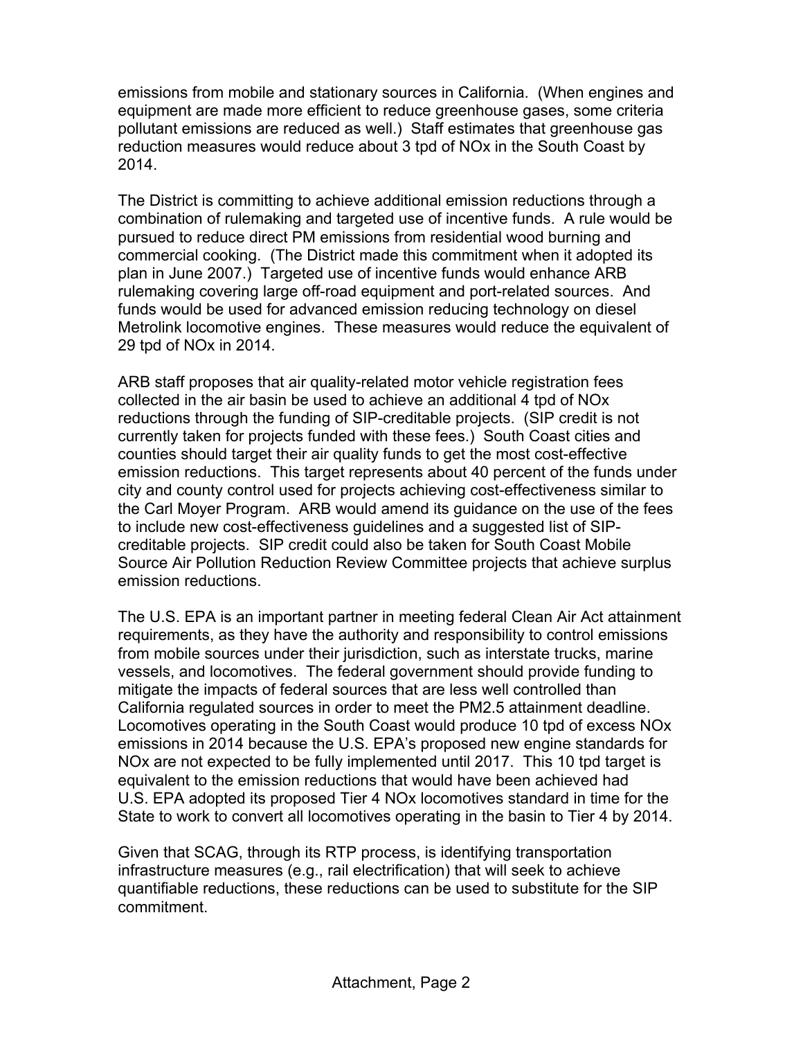emissions from mobile and stationary sources in California. (When engines and equipment are made more efficient to reduce greenhouse gases, some criteria pollutant emissions are reduced as well.) Staff estimates that greenhouse gas reduction measures would reduce about 3 tpd of NOx in the South Coast by 2014.

The District is committing to achieve additional emission reductions through a combination of rulemaking and targeted use of incentive funds. A rule would be pursued to reduce direct PM emissions from residential wood burning and commercial cooking. (The District made this commitment when it adopted its plan in June 2007.) Targeted use of incentive funds would enhance ARB rulemaking covering large off-road equipment and port-related sources. And funds would be used for advanced emission reducing technology on diesel Metrolink locomotive engines. These measures would reduce the equivalent of 29 tpd of NOx in 2014.

ARB staff proposes that air quality-related motor vehicle registration fees collected in the air basin be used to achieve an additional 4 tpd of NOx reductions through the funding of SIP-creditable projects. (SIP credit is not currently taken for projects funded with these fees.) South Coast cities and counties should target their air quality funds to get the most cost-effective emission reductions. This target represents about 40 percent of the funds under city and county control used for projects achieving cost-effectiveness similar to the Carl Moyer Program. ARB would amend its guidance on the use of the fees to include new cost-effectiveness guidelines and a suggested list of SIP-creditable projects. SIP credit could also be taken for South Coast Mobile Source Air Pollution Reduction Review Committee projects that achieve surplus emission reductions.

The U.S. EPA is an important partner in meeting federal Clean Air Act attainment requirements, as they have the authority and responsibility to control emissions from mobile sources under their jurisdiction, such as interstate trucks, marine vessels, and locomotives. The federal government should provide funding to mitigate the impacts of federal sources that are less well controlled than California regulated sources in order to meet the PM2.5 attainment deadline. Locomotives operating in the South Coast would produce 10 tpd of excess NOx emissions in 2014 because the U.S. EPA's proposed new engine standards for NOx are not expected to be fully implemented until 2017. This 10 tpd target is equivalent to the emission reductions that would have been achieved had U.S. EPA adopted its proposed Tier 4 NOx locomotives standard in time for the State to work to convert all locomotives operating in the basin to Tier 4 by 2014.

Given that SCAG, through its RTP process, is identifying transportation infrastructure measures (e.g., rail electrification) that will seek to achieve quantifiable reductions, these reductions can be used to substitute for the SIP commitment.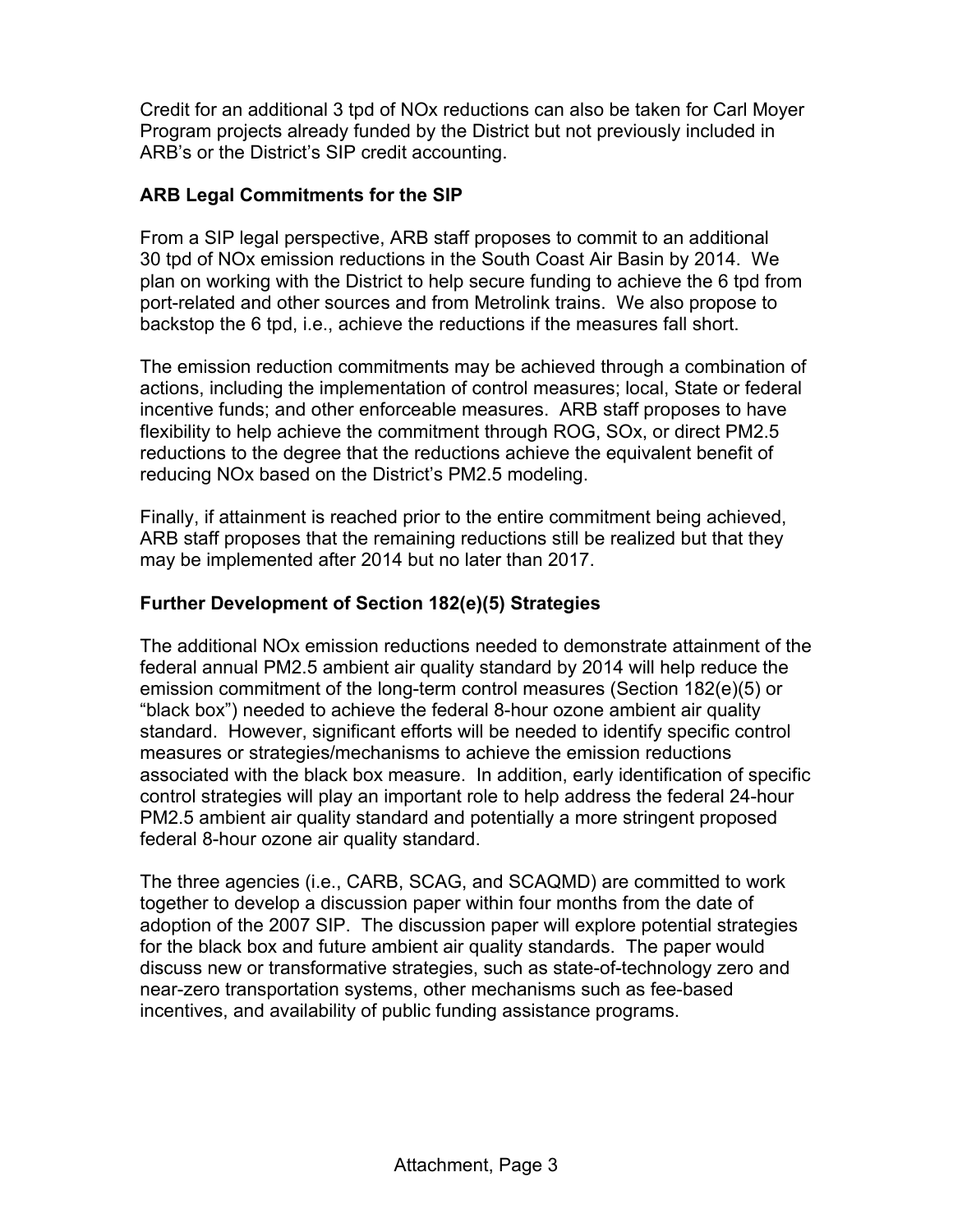Credit for an additional 3 tpd of NOx reductions can also be taken for Carl Moyer Program projects already funded by the District but not previously included in ARB's or the District's SIP credit accounting.

**ARB Legal Commitments for the SIP**

From a SIP legal perspective, ARB staff proposes to commit to an additional 30 tpd of NOx emission reductions in the South Coast Air Basin by 2014. We plan on working with the District to help secure funding to achieve the 6 tpd from port-related and other sources and from Metrolink trains. We also propose to backstop the 6 tpd, i.e., achieve the reductions if the measures fall short.

The emission reduction commitments may be achieved through a combination of actions, including the implementation of control measures; local, State or federal incentive funds; and other enforceable measures. ARB staff proposes to have flexibility to help achieve the commitment through ROG, SOx, or direct PM2.5 reductions to the degree that the reductions achieve the equivalent benefit of reducing NOx based on the District's PM2.5 modeling.

Finally, if attainment is reached prior to the entire commitment being achieved, ARB staff proposes that the remaining reductions still be realized but that they may be implemented after 2014 but no later than 2017.

**Further Development of Section 182(e)(5) Strategies**

The additional NOx emission reductions needed to demonstrate attainment of the federal annual PM2.5 ambient air quality standard by 2014 will help reduce the emission commitment of the long-term control measures (Section 182(e)(5) or "black box") needed to achieve the federal 8-hour ozone ambient air quality standard. However, significant efforts will be needed to identify specific control measures or strategies/mechanisms to achieve the emission reductions associated with the black box measure. In addition, early identification of specific control strategies will play an important role to help address the federal 24-hour PM2.5 ambient air quality standard and potentially a more stringent proposed federal 8-hour ozone air quality standard.

The three agencies (i.e., CARB, SCAG, and SCAQMD) are committed to work together to develop a discussion paper within four months from the date of adoption of the 2007 SIP. The discussion paper will explore potential strategies for the black box and future ambient air quality standards. The paper would discuss new or transformative strategies, such as state-of-technology zero and near-zero transportation systems, other mechanisms such as fee-based incentives, and availability of public funding assistance programs.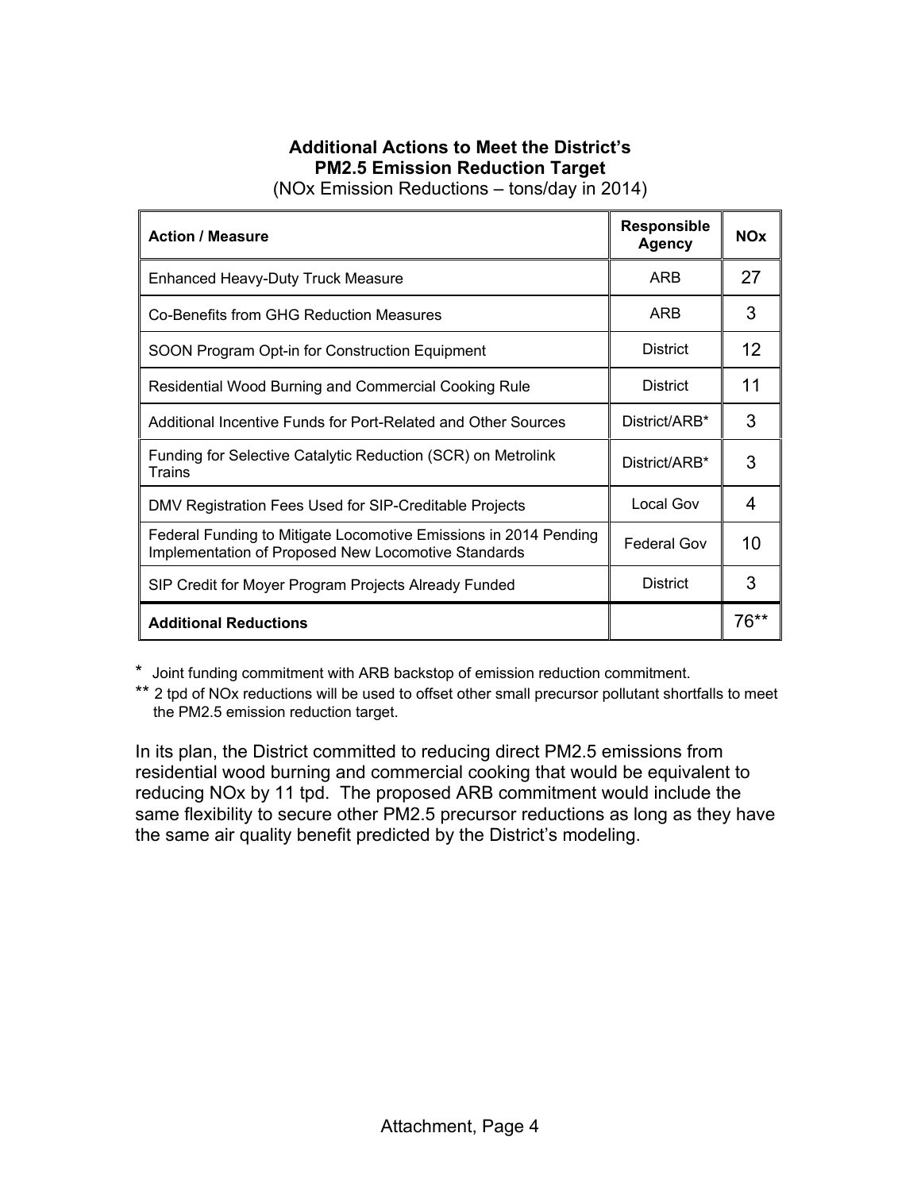**Additional Actions to Meet the District's PM2.5 Emission Reduction Target**

(NOx Emission Reductions – tons/day in 2014)

| Action / Measure | Responsible Agency | NOx |
|---|---|---|
| Enhanced Heavy-Duty Truck Measure | ARB | 27 |
| Co-Benefits from GHG Reduction Measures | ARB | 3 |
| SOON Program Opt-in for Construction Equipment | District | 12 |
| Residential Wood Burning and Commercial Cooking Rule | District | 11 |
| Additional Incentive Funds for Port-Related and Other Sources | District/ARB* | 3 |
| Funding for Selective Catalytic Reduction (SCR) on Metrolink Trains | District/ARB* | 3 |
| DMV Registration Fees Used for SIP-Creditable Projects | Local Gov | 4 |
| Federal Funding to Mitigate Locomotive Emissions in 2014 Pending Implementation of Proposed New Locomotive Standards | Federal Gov | 10 |
| SIP Credit for Moyer Program Projects Already Funded | District | 3 |
| **Additional Reductions** | | 76** |

\* Joint funding commitment with ARB backstop of emission reduction commitment.

\*\* 2 tpd of NOx reductions will be used to offset other small precursor pollutant shortfalls to meet the PM2.5 emission reduction target.

In its plan, the District committed to reducing direct PM2.5 emissions from residential wood burning and commercial cooking that would be equivalent to reducing NOx by 11 tpd. The proposed ARB commitment would include the same flexibility to secure other PM2.5 precursor reductions as long as they have the same air quality benefit predicted by the District's modeling.

Attachment, Page 4